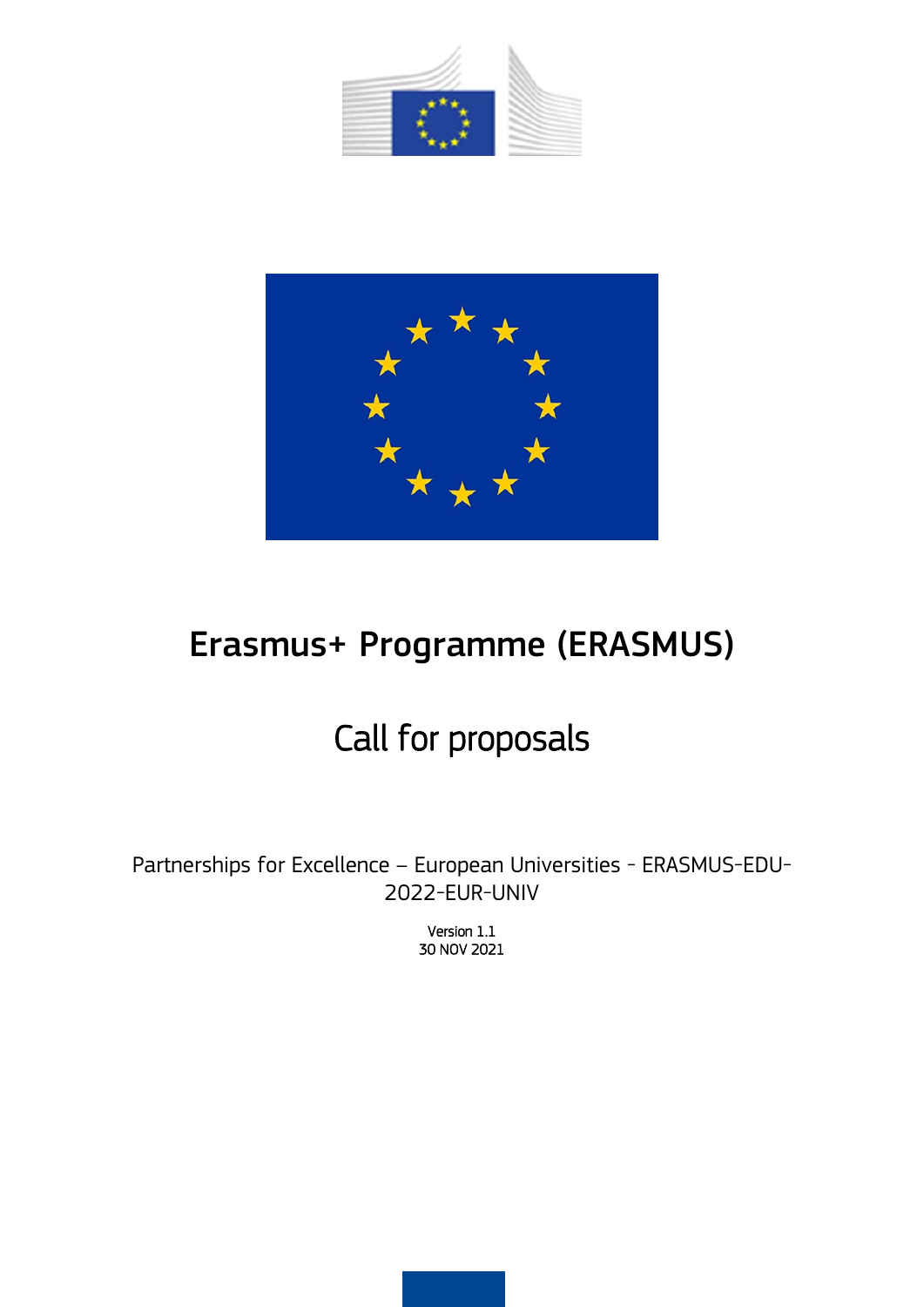# Erasmus+ Programme (ERASMUS)

## Call for proposals

Partnerships for Excellence – European Universities - ERASMUS-EDU-2022-EUR-UNIV

Version 1.1
30 NOV 2021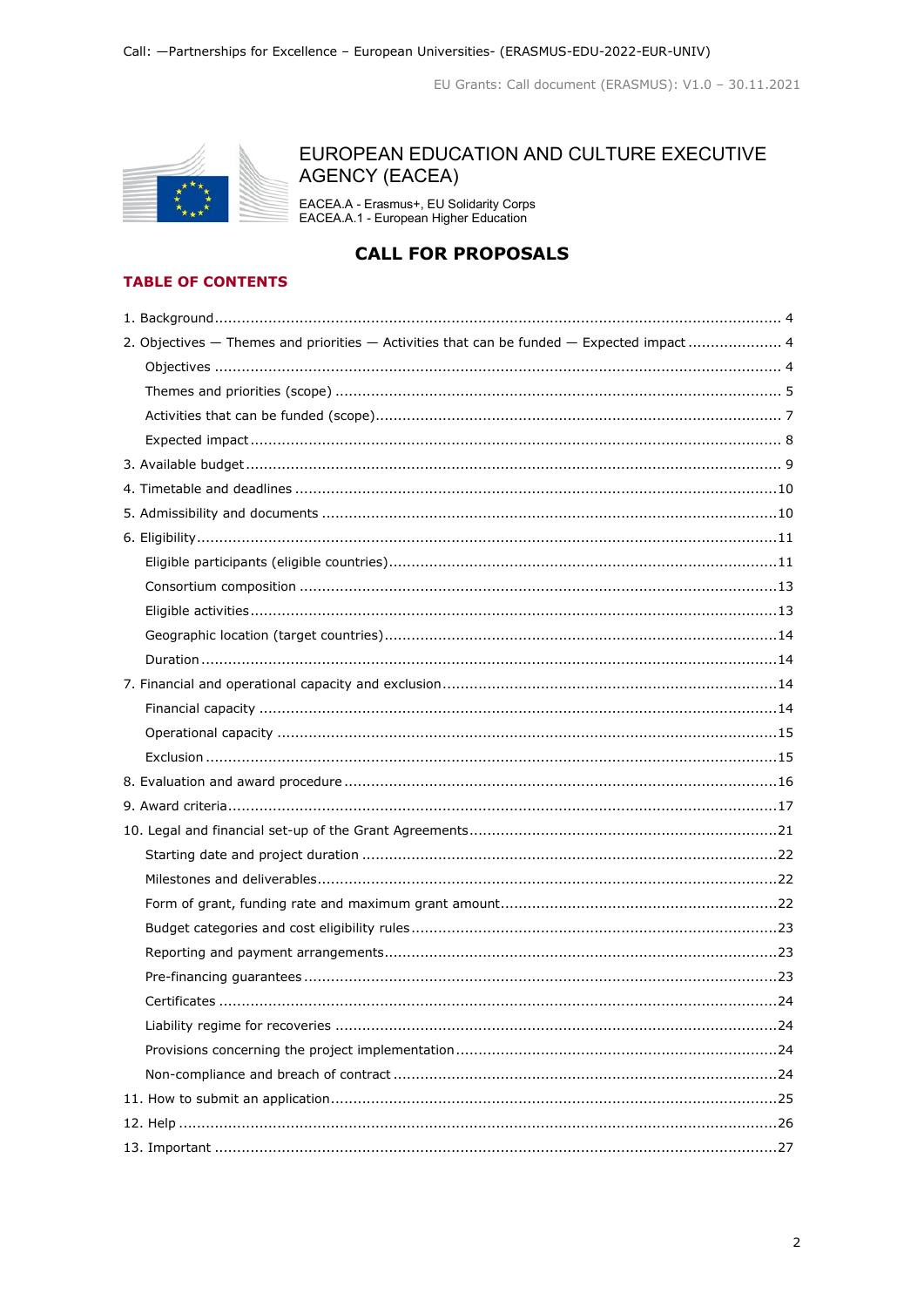EUROPEAN EDUCATION AND CULTURE EXECUTIVE AGENCY (EACEA)

EACEA.A - Erasmus+, EU Solidarity Corps
EACEA.A.1 - European Higher Education

# CALL FOR PROPOSALS

## TABLE OF CONTENTS

1. Background ..... 4
2. Objectives — Themes and priorities — Activities that can be funded — Expected impact ..... 4
   - Objectives ..... 4
   - Themes and priorities (scope) ..... 5
   - Activities that can be funded (scope) ..... 7
   - Expected impact ..... 8
3. Available budget ..... 9
4. Timetable and deadlines ..... 10
5. Admissibility and documents ..... 10
6. Eligibility ..... 11
   - Eligible participants (eligible countries) ..... 11
   - Consortium composition ..... 13
   - Eligible activities ..... 13
   - Geographic location (target countries) ..... 14
   - Duration ..... 14
7. Financial and operational capacity and exclusion ..... 14
   - Financial capacity ..... 14
   - Operational capacity ..... 15
   - Exclusion ..... 15
8. Evaluation and award procedure ..... 16
9. Award criteria ..... 17
10. Legal and financial set-up of the Grant Agreements ..... 21
    - Starting date and project duration ..... 22
    - Milestones and deliverables ..... 22
    - Form of grant, funding rate and maximum grant amount ..... 22
    - Budget categories and cost eligibility rules ..... 23
    - Reporting and payment arrangements ..... 23
    - Pre-financing guarantees ..... 23
    - Certificates ..... 24
    - Liability regime for recoveries ..... 24
    - Provisions concerning the project implementation ..... 24
    - Non-compliance and breach of contract ..... 24
11. How to submit an application ..... 25
12. Help ..... 26
13. Important ..... 27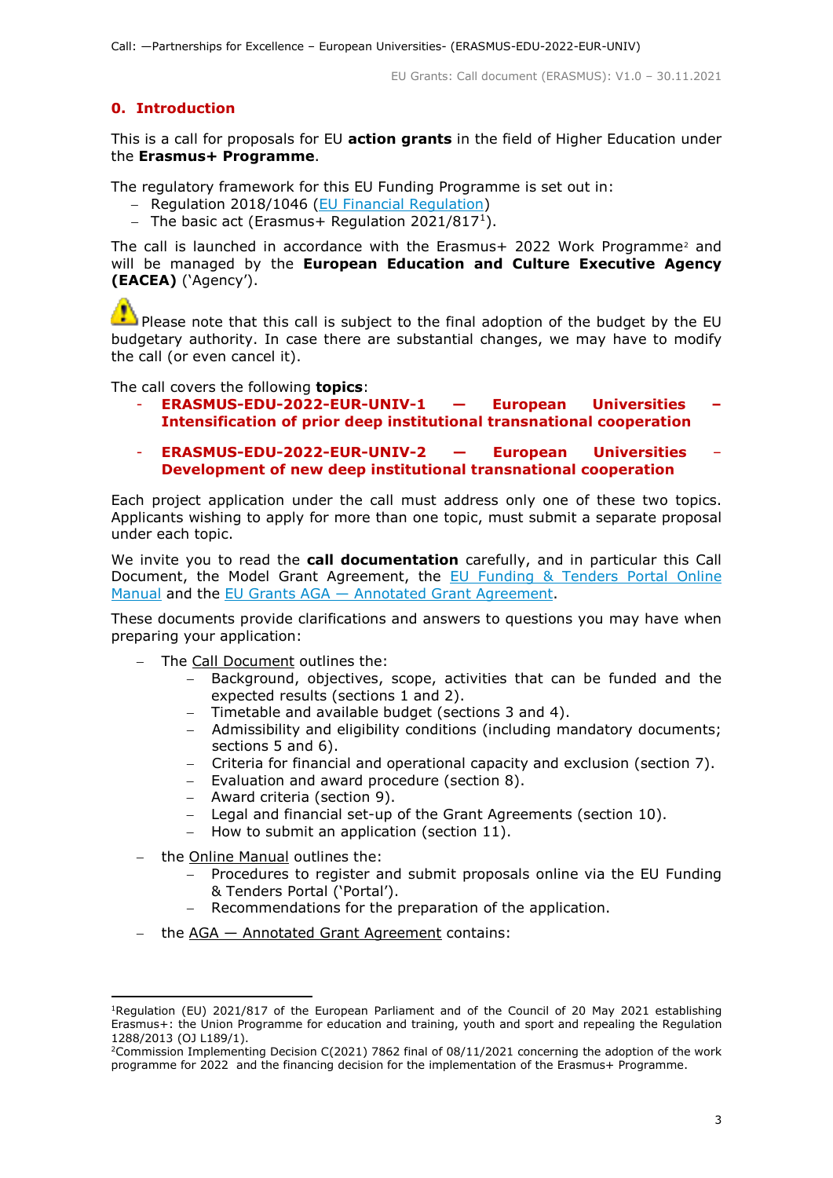## 0. Introduction

This is a call for proposals for EU **action grants** in the field of Higher Education under the **Erasmus+ Programme**.

The regulatory framework for this EU Funding Programme is set out in:

- Regulation 2018/1046 (EU Financial Regulation)
- The basic act (Erasmus+ Regulation 2021/817[1]).

The call is launched in accordance with the Erasmus+ 2022 Work Programme[2] and will be managed by the **European Education and Culture Executive Agency (EACEA)** ('Agency').

Please note that this call is subject to the final adoption of the budget by the EU budgetary authority. In case there are substantial changes, we may have to modify the call (or even cancel it).

The call covers the following **topics**:

- **ERASMUS-EDU-2022-EUR-UNIV-1 — European Universities – Intensification of prior deep institutional transnational cooperation**
- **ERASMUS-EDU-2022-EUR-UNIV-2 — European Universities – Development of new deep institutional transnational cooperation**

Each project application under the call must address only one of these two topics. Applicants wishing to apply for more than one topic, must submit a separate proposal under each topic.

We invite you to read the **call documentation** carefully, and in particular this Call Document, the Model Grant Agreement, the EU Funding & Tenders Portal Online Manual and the EU Grants AGA — Annotated Grant Agreement.

These documents provide clarifications and answers to questions you may have when preparing your application:

- The Call Document outlines the:
  - Background, objectives, scope, activities that can be funded and the expected results (sections 1 and 2).
  - Timetable and available budget (sections 3 and 4).
  - Admissibility and eligibility conditions (including mandatory documents; sections 5 and 6).
  - Criteria for financial and operational capacity and exclusion (section 7).
  - Evaluation and award procedure (section 8).
  - Award criteria (section 9).
  - Legal and financial set-up of the Grant Agreements (section 10).
  - How to submit an application (section 11).
- the Online Manual outlines the:
  - Procedures to register and submit proposals online via the EU Funding & Tenders Portal ('Portal').
  - Recommendations for the preparation of the application.
- the AGA — Annotated Grant Agreement contains:

---

[1] Regulation (EU) 2021/817 of the European Parliament and of the Council of 20 May 2021 establishing Erasmus+: the Union Programme for education and training, youth and sport and repealing the Regulation 1288/2013 (OJ L189/1).

[2] Commission Implementing Decision C(2021) 7862 final of 08/11/2021 concerning the adoption of the work programme for 2022 and the financing decision for the implementation of the Erasmus+ Programme.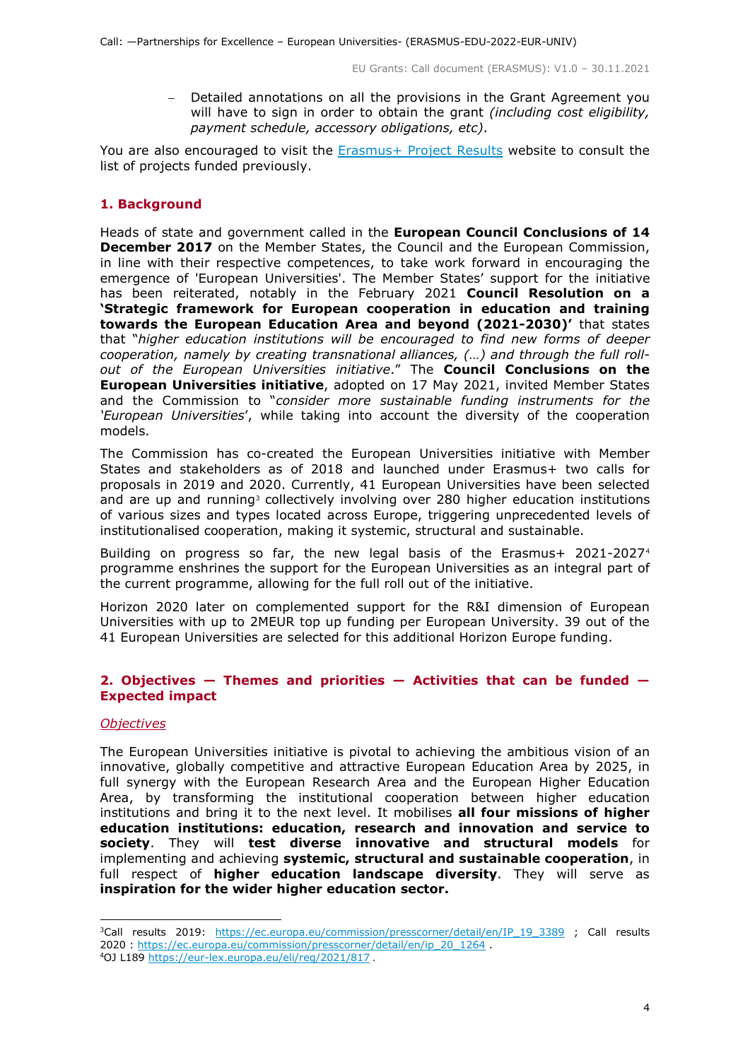- Detailed annotations on all the provisions in the Grant Agreement you will have to sign in order to obtain the grant *(including cost eligibility, payment schedule, accessory obligations, etc)*.

You are also encouraged to visit the [Erasmus+ Project Results](https://ec.europa.eu/programmes/erasmus-plus/projects) website to consult the list of projects funded previously.

## 1. Background

Heads of state and government called in the **European Council Conclusions of 14 December 2017** on the Member States, the Council and the European Commission, in line with their respective competences, to take work forward in encouraging the emergence of 'European Universities'. The Member States' support for the initiative has been reiterated, notably in the February 2021 **Council Resolution on a 'Strategic framework for European cooperation in education and training towards the European Education Area and beyond (2021-2030)'** that states that "*higher education institutions will be encouraged to find new forms of deeper cooperation, namely by creating transnational alliances, (…) and through the full roll-out of the European Universities initiative*." The **Council Conclusions on the European Universities initiative**, adopted on 17 May 2021, invited Member States and the Commission to "*consider more sustainable funding instruments for the 'European Universities*', while taking into account the diversity of the cooperation models.

The Commission has co-created the European Universities initiative with Member States and stakeholders as of 2018 and launched under Erasmus+ two calls for proposals in 2019 and 2020. Currently, 41 European Universities have been selected and are up and running[3] collectively involving over 280 higher education institutions of various sizes and types located across Europe, triggering unprecedented levels of institutionalised cooperation, making it systemic, structural and sustainable.

Building on progress so far, the new legal basis of the Erasmus+ 2021-2027[4] programme enshrines the support for the European Universities as an integral part of the current programme, allowing for the full roll out of the initiative.

Horizon 2020 later on complemented support for the R&I dimension of European Universities with up to 2MEUR top up funding per European University. 39 out of the 41 European Universities are selected for this additional Horizon Europe funding.

## 2. Objectives — Themes and priorities — Activities that can be funded — Expected impact

### *Objectives*

The European Universities initiative is pivotal to achieving the ambitious vision of an innovative, globally competitive and attractive European Education Area by 2025, in full synergy with the European Research Area and the European Higher Education Area, by transforming the institutional cooperation between higher education institutions and bring it to the next level. It mobilises **all four missions of higher education institutions: education, research and innovation and service to society**. They will **test diverse innovative and structural models** for implementing and achieving **systemic, structural and sustainable cooperation**, in full respect of **higher education landscape diversity**. They will serve as **inspiration for the wider higher education sector.**

---

[3] Call results 2019: https://ec.europa.eu/commission/presscorner/detail/en/IP_19_3389 ; Call results 2020 : https://ec.europa.eu/commission/presscorner/detail/en/ip_20_1264 .

[4] OJ L189 https://eur-lex.europa.eu/eli/reg/2021/817 .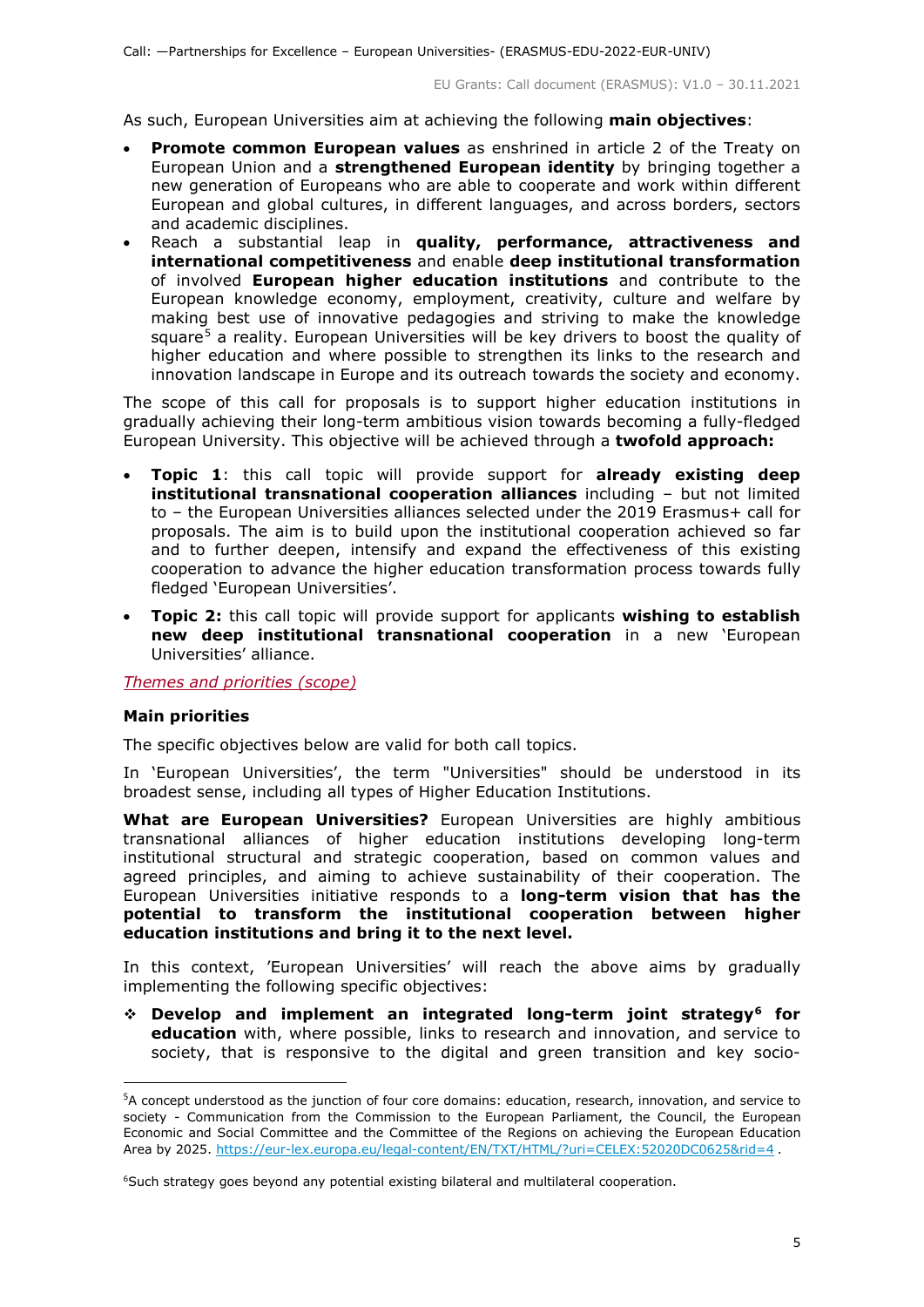As such, European Universities aim at achieving the following **main objectives**:

- **Promote common European values** as enshrined in article 2 of the Treaty on European Union and a **strengthened European identity** by bringing together a new generation of Europeans who are able to cooperate and work within different European and global cultures, in different languages, and across borders, sectors and academic disciplines.
- Reach a substantial leap in **quality, performance, attractiveness and international competitiveness** and enable **deep institutional transformation** of involved **European higher education institutions** and contribute to the European knowledge economy, employment, creativity, culture and welfare by making best use of innovative pedagogies and striving to make the knowledge square[5] a reality. European Universities will be key drivers to boost the quality of higher education and where possible to strengthen its links to the research and innovation landscape in Europe and its outreach towards the society and economy.

The scope of this call for proposals is to support higher education institutions in gradually achieving their long-term ambitious vision towards becoming a fully-fledged European University. This objective will be achieved through a **twofold approach:**

- **Topic 1**: this call topic will provide support for **already existing deep institutional transnational cooperation alliances** including – but not limited to – the European Universities alliances selected under the 2019 Erasmus+ call for proposals. The aim is to build upon the institutional cooperation achieved so far and to further deepen, intensify and expand the effectiveness of this existing cooperation to advance the higher education transformation process towards fully fledged 'European Universities'.
- **Topic 2:** this call topic will provide support for applicants **wishing to establish new deep institutional transnational cooperation** in a new 'European Universities' alliance.

*Themes and priorities (scope)*

**Main priorities**

The specific objectives below are valid for both call topics.

In 'European Universities', the term "Universities" should be understood in its broadest sense, including all types of Higher Education Institutions.

**What are European Universities?** European Universities are highly ambitious transnational alliances of higher education institutions developing long-term institutional structural and strategic cooperation, based on common values and agreed principles, and aiming to achieve sustainability of their cooperation. The European Universities initiative responds to a **long-term vision that has the potential to transform the institutional cooperation between higher education institutions and bring it to the next level.**

In this context, 'European Universities' will reach the above aims by gradually implementing the following specific objectives:

- **Develop and implement an integrated long-term joint strategy[6] for education** with, where possible, links to research and innovation, and service to society, that is responsive to the digital and green transition and key socio-

---

[5] A concept understood as the junction of four core domains: education, research, innovation, and service to society - Communication from the Commission to the European Parliament, the Council, the European Economic and Social Committee and the Committee of the Regions on achieving the European Education Area by 2025. https://eur-lex.europa.eu/legal-content/EN/TXT/HTML/?uri=CELEX:52020DC0625&rid=4 .

[6] Such strategy goes beyond any potential existing bilateral and multilateral cooperation.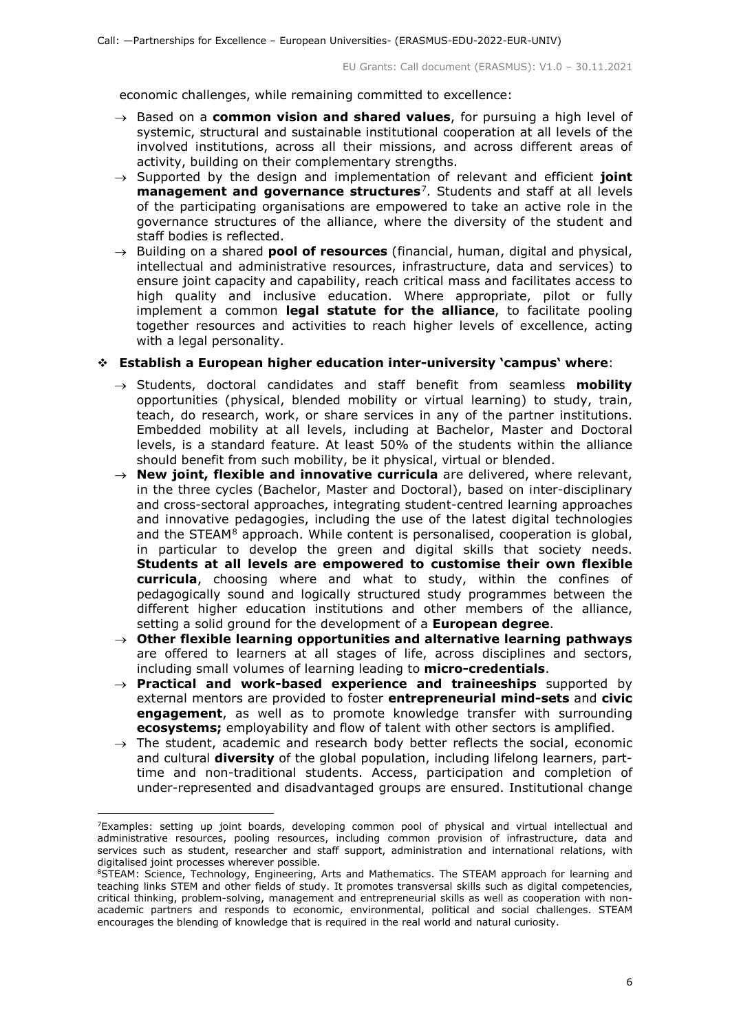economic challenges, while remaining committed to excellence:

- → Based on a **common vision and shared values**, for pursuing a high level of systemic, structural and sustainable institutional cooperation at all levels of the involved institutions, across all their missions, and across different areas of activity, building on their complementary strengths.
- → Supported by the design and implementation of relevant and efficient **joint management and governance structures**[7]. Students and staff at all levels of the participating organisations are empowered to take an active role in the governance structures of the alliance, where the diversity of the student and staff bodies is reflected.
- → Building on a shared **pool of resources** (financial, human, digital and physical, intellectual and administrative resources, infrastructure, data and services) to ensure joint capacity and capability, reach critical mass and facilitates access to high quality and inclusive education. Where appropriate, pilot or fully implement a common **legal statute for the alliance**, to facilitate pooling together resources and activities to reach higher levels of excellence, acting with a legal personality.

❖ **Establish a European higher education inter-university 'campus' where**:

- → Students, doctoral candidates and staff benefit from seamless **mobility** opportunities (physical, blended mobility or virtual learning) to study, train, teach, do research, work, or share services in any of the partner institutions. Embedded mobility at all levels, including at Bachelor, Master and Doctoral levels, is a standard feature. At least 50% of the students within the alliance should benefit from such mobility, be it physical, virtual or blended.
- → **New joint, flexible and innovative curricula** are delivered, where relevant, in the three cycles (Bachelor, Master and Doctoral), based on inter-disciplinary and cross-sectoral approaches, integrating student-centred learning approaches and innovative pedagogies, including the use of the latest digital technologies and the STEAM[8] approach. While content is personalised, cooperation is global, in particular to develop the green and digital skills that society needs. **Students at all levels are empowered to customise their own flexible curricula**, choosing where and what to study, within the confines of pedagogically sound and logically structured study programmes between the different higher education institutions and other members of the alliance, setting a solid ground for the development of a **European degree**.
- → **Other flexible learning opportunities and alternative learning pathways** are offered to learners at all stages of life, across disciplines and sectors, including small volumes of learning leading to **micro-credentials**.
- → **Practical and work-based experience and traineeships** supported by external mentors are provided to foster **entrepreneurial mind-sets** and **civic engagement**, as well as to promote knowledge transfer with surrounding **ecosystems;** employability and flow of talent with other sectors is amplified.
- → The student, academic and research body better reflects the social, economic and cultural **diversity** of the global population, including lifelong learners, part-time and non-traditional students. Access, participation and completion of under-represented and disadvantaged groups are ensured. Institutional change

---

[7]Examples: setting up joint boards, developing common pool of physical and virtual intellectual and administrative resources, pooling resources, including common provision of infrastructure, data and services such as student, researcher and staff support, administration and international relations, with digitalised joint processes wherever possible.

[8]STEAM: Science, Technology, Engineering, Arts and Mathematics. The STEAM approach for learning and teaching links STEM and other fields of study. It promotes transversal skills such as digital competencies, critical thinking, problem-solving, management and entrepreneurial skills as well as cooperation with non-academic partners and responds to economic, environmental, political and social challenges. STEAM encourages the blending of knowledge that is required in the real world and natural curiosity.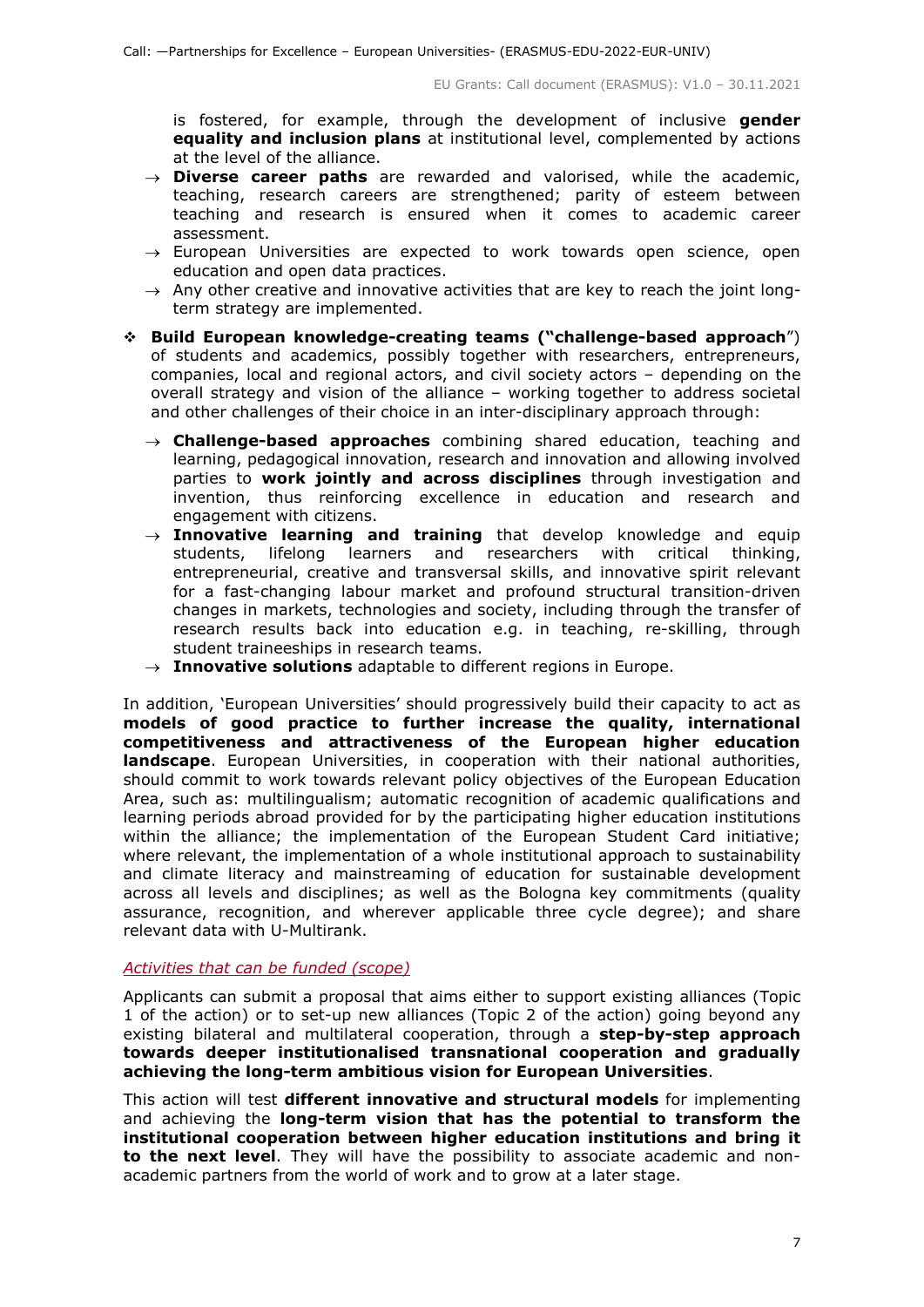is fostered, for example, through the development of inclusive **gender equality and inclusion plans** at institutional level, complemented by actions at the level of the alliance.

- → **Diverse career paths** are rewarded and valorised, while the academic, teaching, research careers are strengthened; parity of esteem between teaching and research is ensured when it comes to academic career assessment.
- → European Universities are expected to work towards open science, open education and open data practices.
- → Any other creative and innovative activities that are key to reach the joint long-term strategy are implemented.

❖ **Build European knowledge-creating teams ("challenge-based approach**") of students and academics, possibly together with researchers, entrepreneurs, companies, local and regional actors, and civil society actors – depending on the overall strategy and vision of the alliance – working together to address societal and other challenges of their choice in an inter-disciplinary approach through:

- → **Challenge-based approaches** combining shared education, teaching and learning, pedagogical innovation, research and innovation and allowing involved parties to **work jointly and across disciplines** through investigation and invention, thus reinforcing excellence in education and research and engagement with citizens.
- → **Innovative learning and training** that develop knowledge and equip students, lifelong learners and researchers with critical thinking, entrepreneurial, creative and transversal skills, and innovative spirit relevant for a fast-changing labour market and profound structural transition-driven changes in markets, technologies and society, including through the transfer of research results back into education e.g. in teaching, re-skilling, through student traineeships in research teams.
- → **Innovative solutions** adaptable to different regions in Europe.

In addition, 'European Universities' should progressively build their capacity to act as **models of good practice to further increase the quality, international competitiveness and attractiveness of the European higher education landscape**. European Universities, in cooperation with their national authorities, should commit to work towards relevant policy objectives of the European Education Area, such as: multilingualism; automatic recognition of academic qualifications and learning periods abroad provided for by the participating higher education institutions within the alliance; the implementation of the European Student Card initiative; where relevant, the implementation of a whole institutional approach to sustainability and climate literacy and mainstreaming of education for sustainable development across all levels and disciplines; as well as the Bologna key commitments (quality assurance, recognition, and wherever applicable three cycle degree); and share relevant data with U-Multirank.

*Activities that can be funded (scope)*

Applicants can submit a proposal that aims either to support existing alliances (Topic 1 of the action) or to set-up new alliances (Topic 2 of the action) going beyond any existing bilateral and multilateral cooperation, through a **step-by-step approach towards deeper institutionalised transnational cooperation and gradually achieving the long-term ambitious vision for European Universities**.

This action will test **different innovative and structural models** for implementing and achieving the **long-term vision that has the potential to transform the institutional cooperation between higher education institutions and bring it to the next level**. They will have the possibility to associate academic and non-academic partners from the world of work and to grow at a later stage.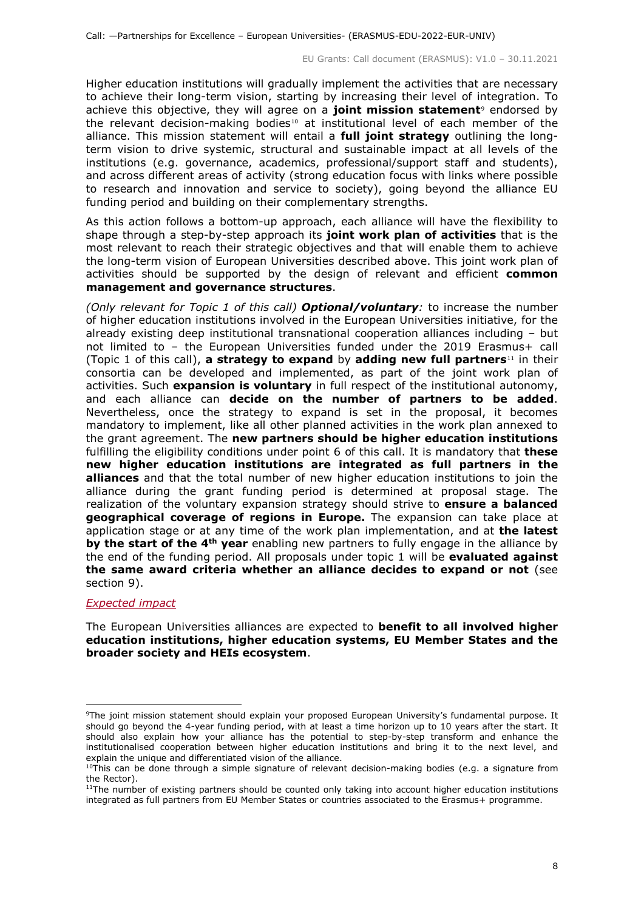Higher education institutions will gradually implement the activities that are necessary to achieve their long-term vision, starting by increasing their level of integration. To achieve this objective, they will agree on a **joint mission statement**[9] endorsed by the relevant decision-making bodies[10] at institutional level of each member of the alliance. This mission statement will entail a **full joint strategy** outlining the long-term vision to drive systemic, structural and sustainable impact at all levels of the institutions (e.g. governance, academics, professional/support staff and students), and across different areas of activity (strong education focus with links where possible to research and innovation and service to society), going beyond the alliance EU funding period and building on their complementary strengths.

As this action follows a bottom-up approach, each alliance will have the flexibility to shape through a step-by-step approach its **joint work plan of activities** that is the most relevant to reach their strategic objectives and that will enable them to achieve the long-term vision of European Universities described above. This joint work plan of activities should be supported by the design of relevant and efficient **common management and governance structures**.

*(Only relevant for Topic 1 of this call)* ***Optional/voluntary:*** to increase the number of higher education institutions involved in the European Universities initiative, for the already existing deep institutional transnational cooperation alliances including – but not limited to – the European Universities funded under the 2019 Erasmus+ call (Topic 1 of this call), **a strategy to expand** by **adding new full partners**[11] in their consortia can be developed and implemented, as part of the joint work plan of activities. Such **expansion is voluntary** in full respect of the institutional autonomy, and each alliance can **decide on the number of partners to be added**. Nevertheless, once the strategy to expand is set in the proposal, it becomes mandatory to implement, like all other planned activities in the work plan annexed to the grant agreement. The **new partners should be higher education institutions** fulfilling the eligibility conditions under point 6 of this call. It is mandatory that **these new higher education institutions are integrated as full partners in the alliances** and that the total number of new higher education institutions to join the alliance during the grant funding period is determined at proposal stage. The realization of the voluntary expansion strategy should strive to **ensure a balanced geographical coverage of regions in Europe.** The expansion can take place at application stage or at any time of the work plan implementation, and at **the latest by the start of the 4th year** enabling new partners to fully engage in the alliance by the end of the funding period. All proposals under topic 1 will be **evaluated against the same award criteria whether an alliance decides to expand or not** (see section 9).

*Expected impact*

The European Universities alliances are expected to **benefit to all involved higher education institutions, higher education systems, EU Member States and the broader society and HEIs ecosystem**.

---

[9] The joint mission statement should explain your proposed European University's fundamental purpose. It should go beyond the 4-year funding period, with at least a time horizon up to 10 years after the start. It should also explain how your alliance has the potential to step-by-step transform and enhance the institutionalised cooperation between higher education institutions and bring it to the next level, and explain the unique and differentiated vision of the alliance.

[10] This can be done through a simple signature of relevant decision-making bodies (e.g. a signature from the Rector).

[11] The number of existing partners should be counted only taking into account higher education institutions integrated as full partners from EU Member States or countries associated to the Erasmus+ programme.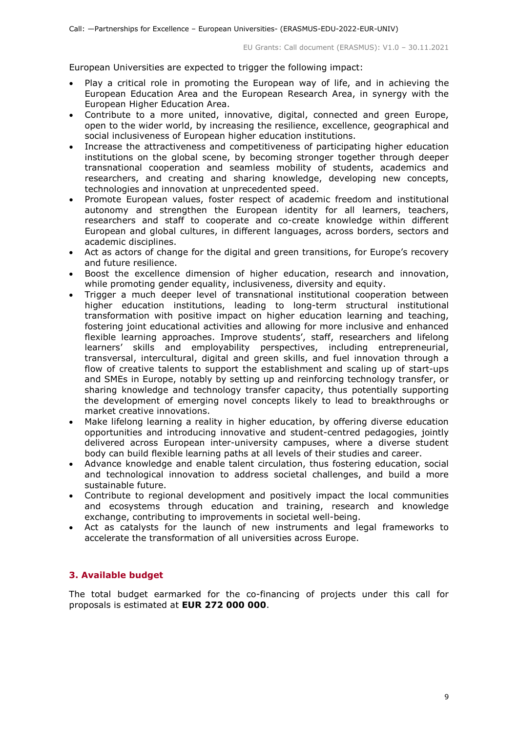European Universities are expected to trigger the following impact:

- Play a critical role in promoting the European way of life, and in achieving the European Education Area and the European Research Area, in synergy with the European Higher Education Area.
- Contribute to a more united, innovative, digital, connected and green Europe, open to the wider world, by increasing the resilience, excellence, geographical and social inclusiveness of European higher education institutions.
- Increase the attractiveness and competitiveness of participating higher education institutions on the global scene, by becoming stronger together through deeper transnational cooperation and seamless mobility of students, academics and researchers, and creating and sharing knowledge, developing new concepts, technologies and innovation at unprecedented speed.
- Promote European values, foster respect of academic freedom and institutional autonomy and strengthen the European identity for all learners, teachers, researchers and staff to cooperate and co-create knowledge within different European and global cultures, in different languages, across borders, sectors and academic disciplines.
- Act as actors of change for the digital and green transitions, for Europe's recovery and future resilience.
- Boost the excellence dimension of higher education, research and innovation, while promoting gender equality, inclusiveness, diversity and equity.
- Trigger a much deeper level of transnational institutional cooperation between higher education institutions, leading to long-term structural institutional transformation with positive impact on higher education learning and teaching, fostering joint educational activities and allowing for more inclusive and enhanced flexible learning approaches. Improve students', staff, researchers and lifelong learners' skills and employability perspectives, including entrepreneurial, transversal, intercultural, digital and green skills, and fuel innovation through a flow of creative talents to support the establishment and scaling up of start-ups and SMEs in Europe, notably by setting up and reinforcing technology transfer, or sharing knowledge and technology transfer capacity, thus potentially supporting the development of emerging novel concepts likely to lead to breakthroughs or market creative innovations.
- Make lifelong learning a reality in higher education, by offering diverse education opportunities and introducing innovative and student-centred pedagogies, jointly delivered across European inter-university campuses, where a diverse student body can build flexible learning paths at all levels of their studies and career.
- Advance knowledge and enable talent circulation, thus fostering education, social and technological innovation to address societal challenges, and build a more sustainable future.
- Contribute to regional development and positively impact the local communities and ecosystems through education and training, research and knowledge exchange, contributing to improvements in societal well-being.
- Act as catalysts for the launch of new instruments and legal frameworks to accelerate the transformation of all universities across Europe.

## 3. Available budget

The total budget earmarked for the co-financing of projects under this call for proposals is estimated at **EUR 272 000 000**.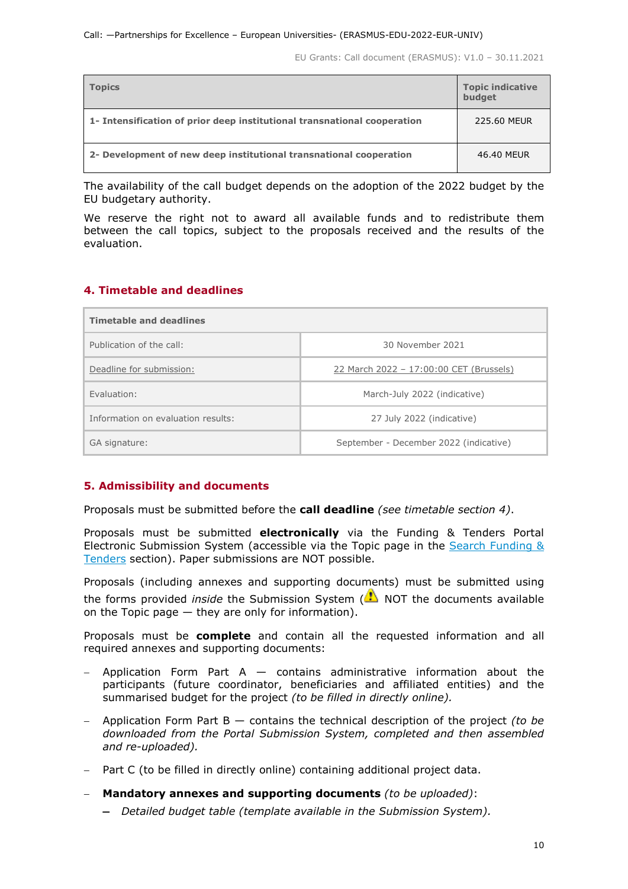| Topics | Topic indicative budget |
|---|---|
| **1- Intensification of prior deep institutional transnational cooperation** | 225.60 MEUR |
| **2- Development of new deep institutional transnational cooperation** | 46.40 MEUR |

The availability of the call budget depends on the adoption of the 2022 budget by the EU budgetary authority.

We reserve the right not to award all available funds and to redistribute them between the call topics, subject to the proposals received and the results of the evaluation.

## 4. Timetable and deadlines

| Timetable and deadlines | |
|---|---|
| Publication of the call: | 30 November 2021 |
| Deadline for submission: | 22 March 2022 – 17:00:00 CET (Brussels) |
| Evaluation: | March-July 2022 (indicative) |
| Information on evaluation results: | 27 July 2022 (indicative) |
| GA signature: | September - December 2022 (indicative) |

## 5. Admissibility and documents

Proposals must be submitted before the **call deadline** *(see timetable section 4)*.

Proposals must be submitted **electronically** via the Funding & Tenders Portal Electronic Submission System (accessible via the Topic page in the Search Funding & Tenders section). Paper submissions are NOT possible.

Proposals (including annexes and supporting documents) must be submitted using the forms provided *inside* the Submission System (⚠ NOT the documents available on the Topic page — they are only for information).

Proposals must be **complete** and contain all the requested information and all required annexes and supporting documents:

- Application Form Part A — contains administrative information about the participants (future coordinator, beneficiaries and affiliated entities) and the summarised budget for the project *(to be filled in directly online)*.
- Application Form Part B — contains the technical description of the project *(to be downloaded from the Portal Submission System, completed and then assembled and re-uploaded)*.
- Part C (to be filled in directly online) containing additional project data.
- **Mandatory annexes and supporting documents** *(to be uploaded)*:
  - *Detailed budget table (template available in the Submission System).*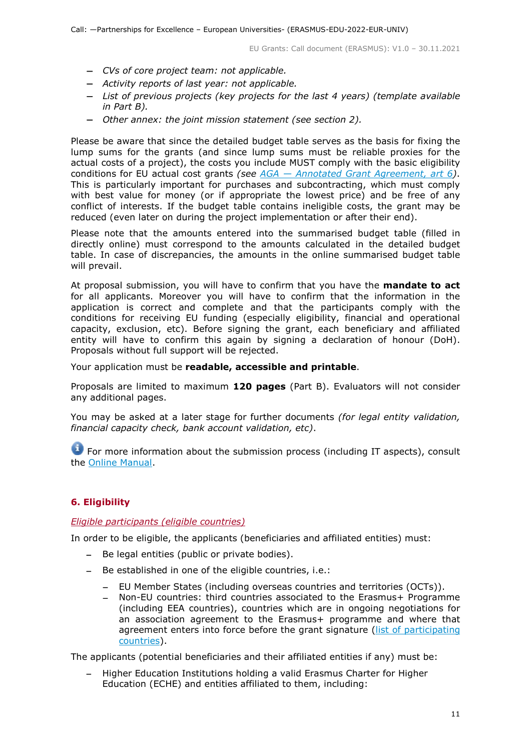- *CVs of core project team: not applicable.*
- *Activity reports of last year: not applicable.*
- *List of previous projects (key projects for the last 4 years) (template available in Part B).*
- *Other annex: the joint mission statement (see section 2).*

Please be aware that since the detailed budget table serves as the basis for fixing the lump sums for the grants (and since lump sums must be reliable proxies for the actual costs of a project), the costs you include MUST comply with the basic eligibility conditions for EU actual cost grants *(see [AGA — Annotated Grant Agreement, art 6](#))*. This is particularly important for purchases and subcontracting, which must comply with best value for money (or if appropriate the lowest price) and be free of any conflict of interests. If the budget table contains ineligible costs, the grant may be reduced (even later on during the project implementation or after their end).

Please note that the amounts entered into the summarised budget table (filled in directly online) must correspond to the amounts calculated in the detailed budget table. In case of discrepancies, the amounts in the online summarised budget table will prevail.

At proposal submission, you will have to confirm that you have the **mandate to act** for all applicants. Moreover you will have to confirm that the information in the application is correct and complete and that the participants comply with the conditions for receiving EU funding (especially eligibility, financial and operational capacity, exclusion, etc). Before signing the grant, each beneficiary and affiliated entity will have to confirm this again by signing a declaration of honour (DoH). Proposals without full support will be rejected.

Your application must be **readable, accessible and printable**.

Proposals are limited to maximum **120 pages** (Part B). Evaluators will not consider any additional pages.

You may be asked at a later stage for further documents *(for legal entity validation, financial capacity check, bank account validation, etc)*.

For more information about the submission process (including IT aspects), consult the [Online Manual](#).

## 6. Eligibility

*Eligible participants (eligible countries)*

In order to be eligible, the applicants (beneficiaries and affiliated entities) must:

- Be legal entities (public or private bodies).
- Be established in one of the eligible countries, i.e.:
  - EU Member States (including overseas countries and territories (OCTs)).
  - Non-EU countries: third countries associated to the Erasmus+ Programme (including EEA countries), countries which are in ongoing negotiations for an association agreement to the Erasmus+ programme and where that agreement enters into force before the grant signature ([list of participating countries](#)).

The applicants (potential beneficiaries and their affiliated entities if any) must be:

- Higher Education Institutions holding a valid Erasmus Charter for Higher Education (ECHE) and entities affiliated to them, including: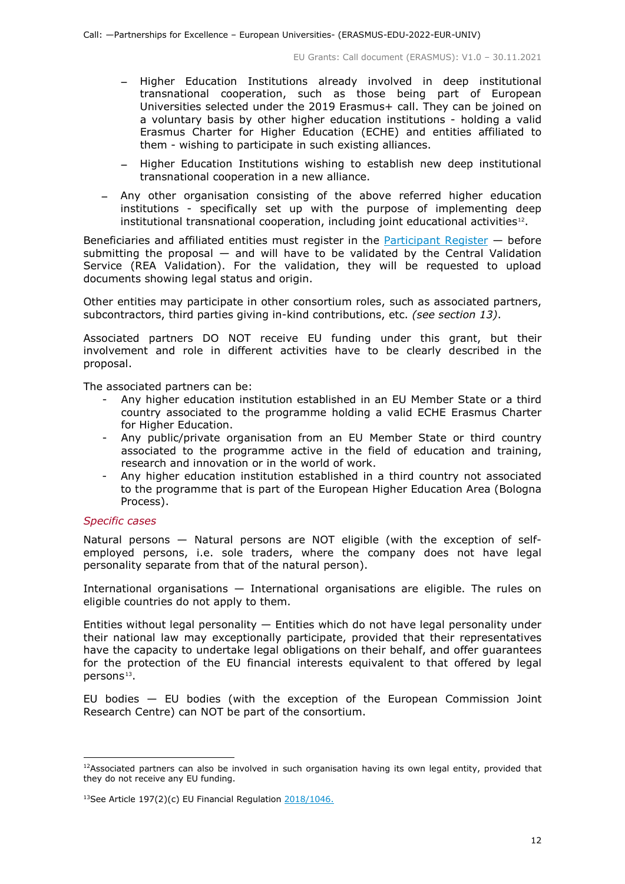- Higher Education Institutions already involved in deep institutional transnational cooperation, such as those being part of European Universities selected under the 2019 Erasmus+ call. They can be joined on a voluntary basis by other higher education institutions - holding a valid Erasmus Charter for Higher Education (ECHE) and entities affiliated to them - wishing to participate in such existing alliances.
  - Higher Education Institutions wishing to establish new deep institutional transnational cooperation in a new alliance.
- Any other organisation consisting of the above referred higher education institutions - specifically set up with the purpose of implementing deep institutional transnational cooperation, including joint educational activities[12].

Beneficiaries and affiliated entities must register in the [Participant Register](https://ec.europa.eu/info/funding-tenders/opportunities/portal/screen/how-to-participate/participant-register) — before submitting the proposal — and will have to be validated by the Central Validation Service (REA Validation). For the validation, they will be requested to upload documents showing legal status and origin.

Other entities may participate in other consortium roles, such as associated partners, subcontractors, third parties giving in-kind contributions, etc. *(see section 13)*.

Associated partners DO NOT receive EU funding under this grant, but their involvement and role in different activities have to be clearly described in the proposal.

The associated partners can be:

- Any higher education institution established in an EU Member State or a third country associated to the programme holding a valid ECHE Erasmus Charter for Higher Education.
- Any public/private organisation from an EU Member State or third country associated to the programme active in the field of education and training, research and innovation or in the world of work.
- Any higher education institution established in a third country not associated to the programme that is part of the European Higher Education Area (Bologna Process).

*Specific cases*

Natural persons — Natural persons are NOT eligible (with the exception of self-employed persons, i.e. sole traders, where the company does not have legal personality separate from that of the natural person).

International organisations — International organisations are eligible. The rules on eligible countries do not apply to them.

Entities without legal personality — Entities which do not have legal personality under their national law may exceptionally participate, provided that their representatives have the capacity to undertake legal obligations on their behalf, and offer guarantees for the protection of the EU financial interests equivalent to that offered by legal persons[13].

EU bodies — EU bodies (with the exception of the European Commission Joint Research Centre) can NOT be part of the consortium.

---

[12] Associated partners can also be involved in such organisation having its own legal entity, provided that they do not receive any EU funding.

[13] See Article 197(2)(c) EU Financial Regulation [2018/1046.](https://eur-lex.europa.eu/legal-content/EN/ALL/?uri=CELEX:32018R1046&qid=1535046024012)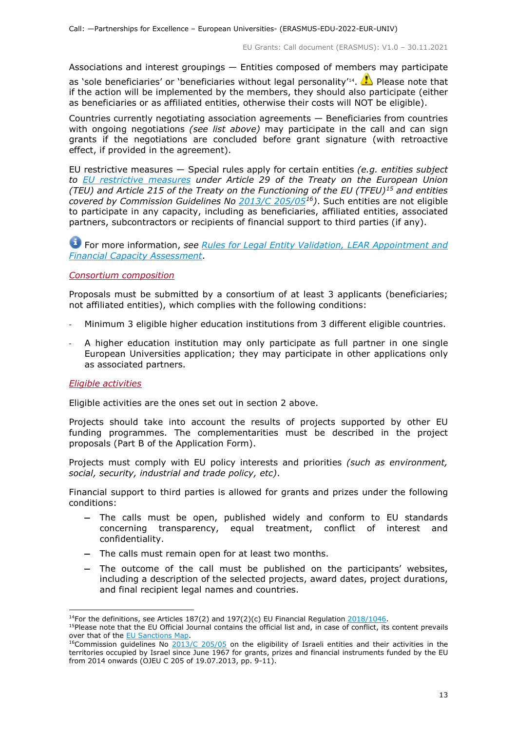Associations and interest groupings — Entities composed of members may participate as 'sole beneficiaries' or 'beneficiaries without legal personality'[14]. ⚠ Please note that if the action will be implemented by the members, they should also participate (either as beneficiaries or as affiliated entities, otherwise their costs will NOT be eligible).

Countries currently negotiating association agreements — Beneficiaries from countries with ongoing negotiations *(see list above)* may participate in the call and can sign grants if the negotiations are concluded before grant signature (with retroactive effect, if provided in the agreement).

EU restrictive measures — Special rules apply for certain entities *(e.g. entities subject to EU restrictive measures under Article 29 of the Treaty on the European Union (TEU) and Article 215 of the Treaty on the Functioning of the EU (TFEU)[15] and entities covered by Commission Guidelines No 2013/C 205/05[16])*. Such entities are not eligible to participate in any capacity, including as beneficiaries, affiliated entities, associated partners, subcontractors or recipients of financial support to third parties (if any).

ℹ For more information, *see* *Rules for Legal Entity Validation, LEAR Appointment and Financial Capacity Assessment*.

*Consortium composition*

Proposals must be submitted by a consortium of at least 3 applicants (beneficiaries; not affiliated entities), which complies with the following conditions:

- Minimum 3 eligible higher education institutions from 3 different eligible countries.
- A higher education institution may only participate as full partner in one single European Universities application; they may participate in other applications only as associated partners.

*Eligible activities*

Eligible activities are the ones set out in section 2 above.

Projects should take into account the results of projects supported by other EU funding programmes. The complementarities must be described in the project proposals (Part B of the Application Form).

Projects must comply with EU policy interests and priorities *(such as environment, social, security, industrial and trade policy, etc)*.

Financial support to third parties is allowed for grants and prizes under the following conditions:

- The calls must be open, published widely and conform to EU standards concerning transparency, equal treatment, conflict of interest and confidentiality.
- The calls must remain open for at least two months.
- The outcome of the call must be published on the participants' websites, including a description of the selected projects, award dates, project durations, and final recipient legal names and countries.

---

[14] For the definitions, see Articles 187(2) and 197(2)(c) EU Financial Regulation 2018/1046.

[15] Please note that the EU Official Journal contains the official list and, in case of conflict, its content prevails over that of the EU Sanctions Map.

[16] Commission guidelines No 2013/C 205/05 on the eligibility of Israeli entities and their activities in the territories occupied by Israel since June 1967 for grants, prizes and financial instruments funded by the EU from 2014 onwards (OJEU C 205 of 19.07.2013, pp. 9-11).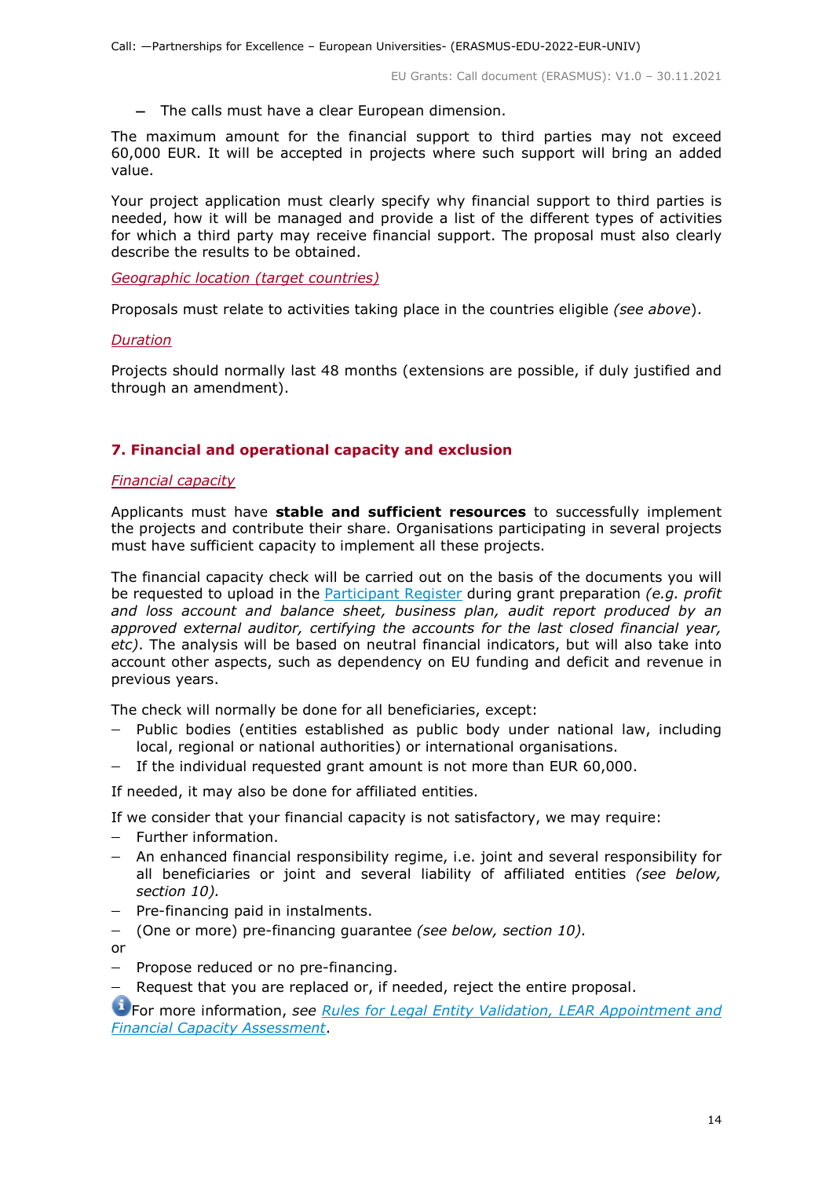– The calls must have a clear European dimension.

The maximum amount for the financial support to third parties may not exceed 60,000 EUR. It will be accepted in projects where such support will bring an added value.

Your project application must clearly specify why financial support to third parties is needed, how it will be managed and provide a list of the different types of activities for which a third party may receive financial support. The proposal must also clearly describe the results to be obtained.

*Geographic location (target countries)*

Proposals must relate to activities taking place in the countries eligible *(see above)*.

*Duration*

Projects should normally last 48 months (extensions are possible, if duly justified and through an amendment).

## 7. Financial and operational capacity and exclusion

*Financial capacity*

Applicants must have **stable and sufficient resources** to successfully implement the projects and contribute their share. Organisations participating in several projects must have sufficient capacity to implement all these projects.

The financial capacity check will be carried out on the basis of the documents you will be requested to upload in the Participant Register during grant preparation *(e.g. profit and loss account and balance sheet, business plan, audit report produced by an approved external auditor, certifying the accounts for the last closed financial year, etc)*. The analysis will be based on neutral financial indicators, but will also take into account other aspects, such as dependency on EU funding and deficit and revenue in previous years.

The check will normally be done for all beneficiaries, except:

- Public bodies (entities established as public body under national law, including local, regional or national authorities) or international organisations.
- If the individual requested grant amount is not more than EUR 60,000.

If needed, it may also be done for affiliated entities.

If we consider that your financial capacity is not satisfactory, we may require:

- Further information.
- An enhanced financial responsibility regime, i.e. joint and several responsibility for all beneficiaries or joint and several liability of affiliated entities *(see below, section 10)*.
- Pre-financing paid in instalments.
- (One or more) pre-financing guarantee *(see below, section 10)*.

or

- Propose reduced or no pre-financing.
- Request that you are replaced or, if needed, reject the entire proposal.

For more information, *see* *Rules for Legal Entity Validation, LEAR Appointment and Financial Capacity Assessment*.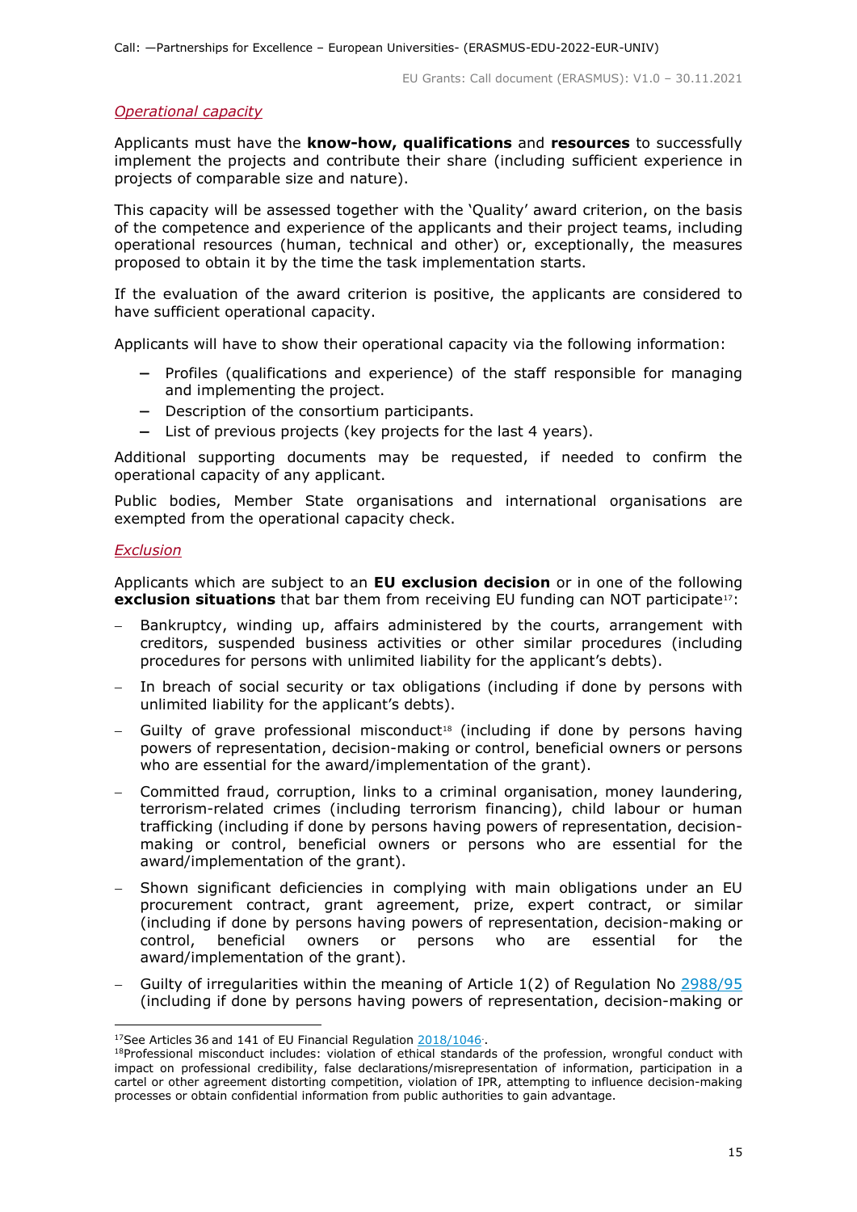*Operational capacity*

Applicants must have the **know-how, qualifications** and **resources** to successfully implement the projects and contribute their share (including sufficient experience in projects of comparable size and nature).

This capacity will be assessed together with the 'Quality' award criterion, on the basis of the competence and experience of the applicants and their project teams, including operational resources (human, technical and other) or, exceptionally, the measures proposed to obtain it by the time the task implementation starts.

If the evaluation of the award criterion is positive, the applicants are considered to have sufficient operational capacity.

Applicants will have to show their operational capacity via the following information:

- Profiles (qualifications and experience) of the staff responsible for managing and implementing the project.
- Description of the consortium participants.
- List of previous projects (key projects for the last 4 years).

Additional supporting documents may be requested, if needed to confirm the operational capacity of any applicant.

Public bodies, Member State organisations and international organisations are exempted from the operational capacity check.

*Exclusion*

Applicants which are subject to an **EU exclusion decision** or in one of the following **exclusion situations** that bar them from receiving EU funding can NOT participate[17]:

- Bankruptcy, winding up, affairs administered by the courts, arrangement with creditors, suspended business activities or other similar procedures (including procedures for persons with unlimited liability for the applicant's debts).
- In breach of social security or tax obligations (including if done by persons with unlimited liability for the applicant's debts).
- Guilty of grave professional misconduct[18] (including if done by persons having powers of representation, decision-making or control, beneficial owners or persons who are essential for the award/implementation of the grant).
- Committed fraud, corruption, links to a criminal organisation, money laundering, terrorism-related crimes (including terrorism financing), child labour or human trafficking (including if done by persons having powers of representation, decision-making or control, beneficial owners or persons who are essential for the award/implementation of the grant).
- Shown significant deficiencies in complying with main obligations under an EU procurement contract, grant agreement, prize, expert contract, or similar (including if done by persons having powers of representation, decision-making or control, beneficial owners or persons who are essential for the award/implementation of the grant).
- Guilty of irregularities within the meaning of Article 1(2) of Regulation No 2988/95 (including if done by persons having powers of representation, decision-making or

---

[17] See Articles 36 and 141 of EU Financial Regulation 2018/1046.

[18] Professional misconduct includes: violation of ethical standards of the profession, wrongful conduct with impact on professional credibility, false declarations/misrepresentation of information, participation in a cartel or other agreement distorting competition, violation of IPR, attempting to influence decision-making processes or obtain confidential information from public authorities to gain advantage.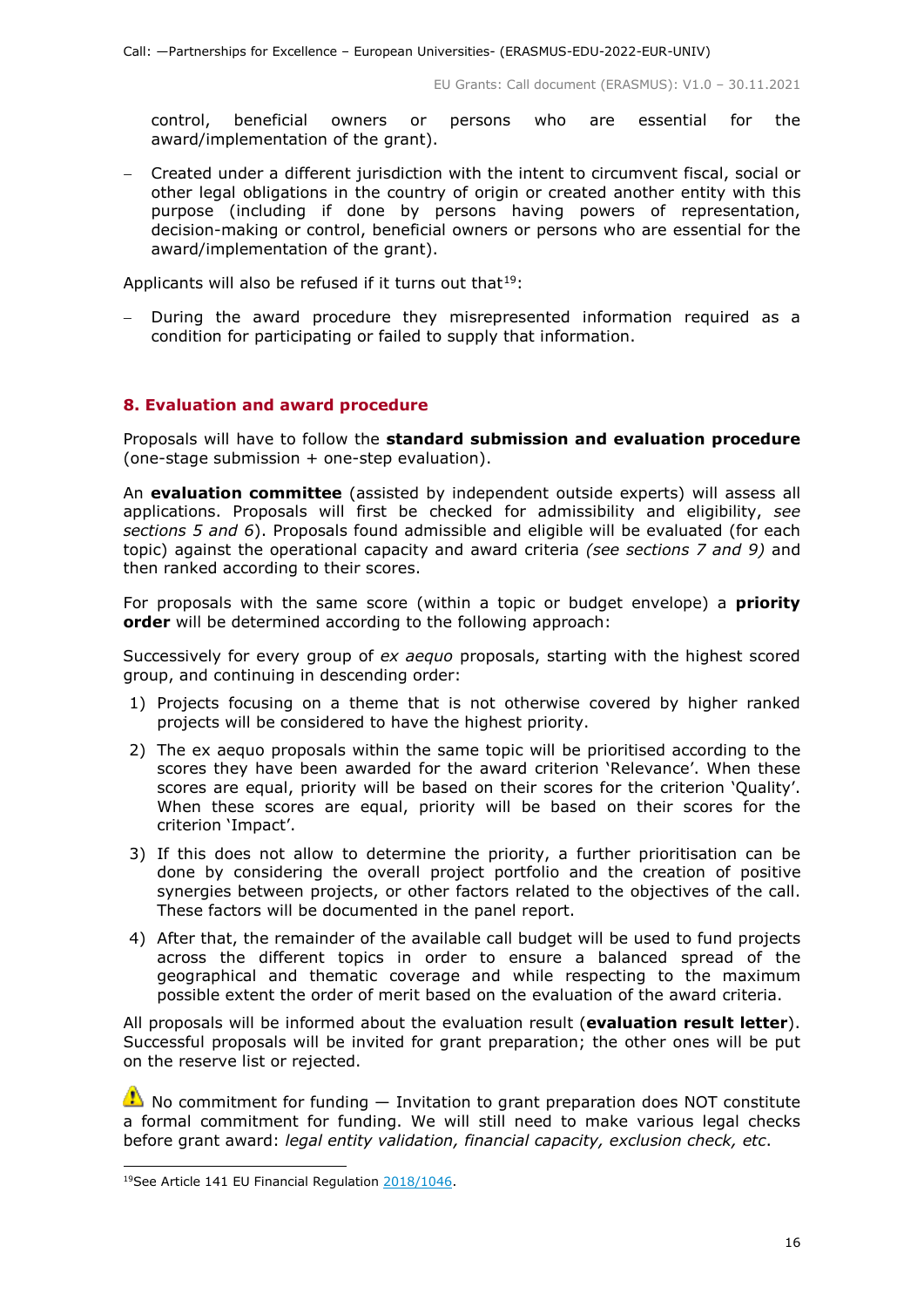control, beneficial owners or persons who are essential for the award/implementation of the grant).

- Created under a different jurisdiction with the intent to circumvent fiscal, social or other legal obligations in the country of origin or created another entity with this purpose (including if done by persons having powers of representation, decision-making or control, beneficial owners or persons who are essential for the award/implementation of the grant).

Applicants will also be refused if it turns out that[19]:

- During the award procedure they misrepresented information required as a condition for participating or failed to supply that information.

## 8. Evaluation and award procedure

Proposals will have to follow the **standard submission and evaluation procedure** (one-stage submission + one-step evaluation).

An **evaluation committee** (assisted by independent outside experts) will assess all applications. Proposals will first be checked for admissibility and eligibility, *see sections 5 and 6*). Proposals found admissible and eligible will be evaluated (for each topic) against the operational capacity and award criteria *(see sections 7 and 9)* and then ranked according to their scores.

For proposals with the same score (within a topic or budget envelope) a **priority order** will be determined according to the following approach:

Successively for every group of *ex aequo* proposals, starting with the highest scored group, and continuing in descending order:

1) Projects focusing on a theme that is not otherwise covered by higher ranked projects will be considered to have the highest priority.
2) The ex aequo proposals within the same topic will be prioritised according to the scores they have been awarded for the award criterion 'Relevance'. When these scores are equal, priority will be based on their scores for the criterion 'Quality'. When these scores are equal, priority will be based on their scores for the criterion 'Impact'.
3) If this does not allow to determine the priority, a further prioritisation can be done by considering the overall project portfolio and the creation of positive synergies between projects, or other factors related to the objectives of the call. These factors will be documented in the panel report.
4) After that, the remainder of the available call budget will be used to fund projects across the different topics in order to ensure a balanced spread of the geographical and thematic coverage and while respecting to the maximum possible extent the order of merit based on the evaluation of the award criteria.

All proposals will be informed about the evaluation result (**evaluation result letter**). Successful proposals will be invited for grant preparation; the other ones will be put on the reserve list or rejected.

⚠ No commitment for funding — Invitation to grant preparation does NOT constitute a formal commitment for funding. We will still need to make various legal checks before grant award: *legal entity validation, financial capacity, exclusion check, etc*.

---

[19] See Article 141 EU Financial Regulation [2018/1046](https://eur-lex.europa.eu/legal-content/EN/ALL/?uri=CELEX:32018R1046).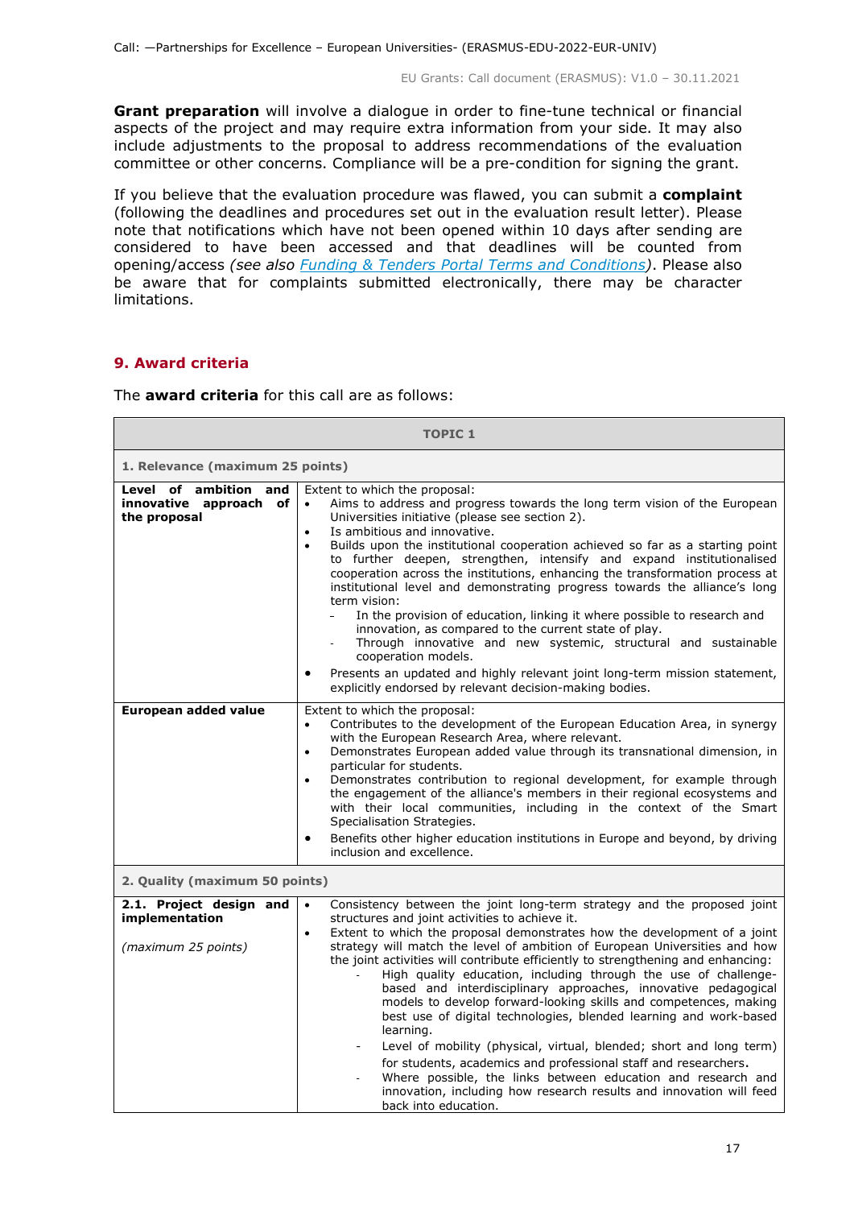**Grant preparation** will involve a dialogue in order to fine-tune technical or financial aspects of the project and may require extra information from your side. It may also include adjustments to the proposal to address recommendations of the evaluation committee or other concerns. Compliance will be a pre-condition for signing the grant.

If you believe that the evaluation procedure was flawed, you can submit a **complaint** (following the deadlines and procedures set out in the evaluation result letter). Please note that notifications which have not been opened within 10 days after sending are considered to have been accessed and that deadlines will be counted from opening/access *(see also* *[Funding & Tenders Portal Terms and Conditions](#))*. Please also be aware that for complaints submitted electronically, there may be character limitations.

## 9. Award criteria

The **award criteria** for this call are as follows:

| **TOPIC 1** | |
|---|---|
| **1. Relevance (maximum 25 points)** | |
| **Level of ambition and innovative approach of the proposal** | Extent to which the proposal:<br>• Aims to address and progress towards the long term vision of the European Universities initiative (please see section 2).<br>• Is ambitious and innovative.<br>• Builds upon the institutional cooperation achieved so far as a starting point to further deepen, strengthen, intensify and expand institutionalised cooperation across the institutions, enhancing the transformation process at institutional level and demonstrating progress towards the alliance's long term vision:<br>  - In the provision of education, linking it where possible to research and innovation, as compared to the current state of play.<br>  - Through innovative and new systemic, structural and sustainable cooperation models.<br>• Presents an updated and highly relevant joint long-term mission statement, explicitly endorsed by relevant decision-making bodies. |
| **European added value** | Extent to which the proposal:<br>• Contributes to the development of the European Education Area, in synergy with the European Research Area, where relevant.<br>• Demonstrates European added value through its transnational dimension, in particular for students.<br>• Demonstrates contribution to regional development, for example through the engagement of the alliance's members in their regional ecosystems and with their local communities, including in the context of the Smart Specialisation Strategies.<br>• Benefits other higher education institutions in Europe and beyond, by driving inclusion and excellence. |
| **2. Quality (maximum 50 points)** | |
| **2.1. Project design and implementation**<br><br>*(maximum 25 points)* | • Consistency between the joint long-term strategy and the proposed joint structures and joint activities to achieve it.<br>• Extent to which the proposal demonstrates how the development of a joint strategy will match the level of ambition of European Universities and how the joint activities will contribute efficiently to strengthening and enhancing:<br>  - High quality education, including through the use of challenge-based and interdisciplinary approaches, innovative pedagogical models to develop forward-looking skills and competences, making best use of digital technologies, blended learning and work-based learning.<br>  - Level of mobility (physical, virtual, blended; short and long term) for students, academics and professional staff and researchers.<br>  - Where possible, the links between education and research and innovation, including how research results and innovation will feed back into education. |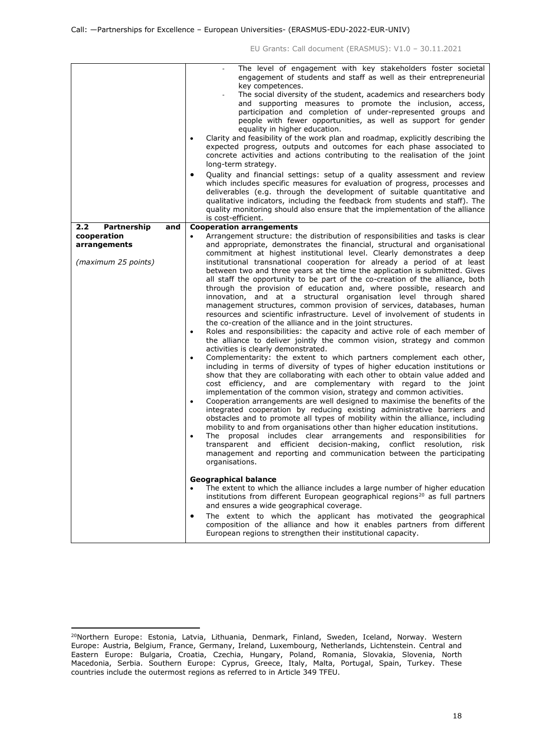| | |
|---|---|
| | - The level of engagement with key stakeholders foster societal engagement of students and staff as well as their entrepreneurial key competences.<br>- The social diversity of the student, academics and researchers body and supporting measures to promote the inclusion, access, participation and completion of under-represented groups and people with fewer opportunities, as well as support for gender equality in higher education.<br>• Clarity and feasibility of the work plan and roadmap, explicitly describing the expected progress, outputs and outcomes for each phase associated to concrete activities and actions contributing to the realisation of the joint long-term strategy.<br>• Quality and financial settings: setup of a quality assessment and review which includes specific measures for evaluation of progress, processes and deliverables (e.g. through the development of suitable quantitative and qualitative indicators, including the feedback from students and staff). The quality monitoring should also ensure that the implementation of the alliance is cost-efficient. |
| **2.2 Partnership and cooperation arrangements**<br><br>*(maximum 25 points)* | **Cooperation arrangements**<br>• Arrangement structure: the distribution of responsibilities and tasks is clear and appropriate, demonstrates the financial, structural and organisational commitment at highest institutional level. Clearly demonstrates a deep institutional transnational cooperation for already a period of at least between two and three years at the time the application is submitted. Gives all staff the opportunity to be part of the co-creation of the alliance, both through the provision of education and, where possible, research and innovation, and at a structural organisation level through shared management structures, common provision of services, databases, human resources and scientific infrastructure. Level of involvement of students in the co-creation of the alliance and in the joint structures.<br>• Roles and responsibilities: the capacity and active role of each member of the alliance to deliver jointly the common vision, strategy and common activities is clearly demonstrated.<br>• Complementarity: the extent to which partners complement each other, including in terms of diversity of types of higher education institutions or show that they are collaborating with each other to obtain value added and cost efficiency, and are complementary with regard to the joint implementation of the common vision, strategy and common activities.<br>• Cooperation arrangements are well designed to maximise the benefits of the integrated cooperation by reducing existing administrative barriers and obstacles and to promote all types of mobility within the alliance, including mobility to and from organisations other than higher education institutions.<br>• The proposal includes clear arrangements and responsibilities for transparent and efficient decision-making, conflict resolution, risk management and reporting and communication between the participating organisations.<br><br>**Geographical balance**<br>• The extent to which the alliance includes a large number of higher education institutions from different European geographical regions[20] as full partners and ensures a wide geographical coverage.<br>• The extent to which the applicant has motivated the geographical composition of the alliance and how it enables partners from different European regions to strengthen their institutional capacity. |

[20] Northern Europe: Estonia, Latvia, Lithuania, Denmark, Finland, Sweden, Iceland, Norway. Western Europe: Austria, Belgium, France, Germany, Ireland, Luxembourg, Netherlands, Lichtenstein. Central and Eastern Europe: Bulgaria, Croatia, Czechia, Hungary, Poland, Romania, Slovakia, Slovenia, North Macedonia, Serbia. Southern Europe: Cyprus, Greece, Italy, Malta, Portugal, Spain, Turkey. These countries include the outermost regions as referred to in Article 349 TFEU.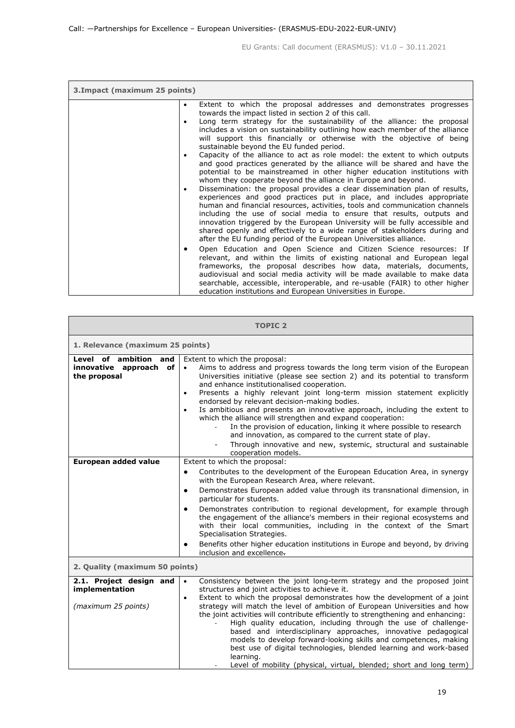| 3.Impact (maximum 25 points) | |
|---|---|
| | • Extent to which the proposal addresses and demonstrates progresses towards the impact listed in section 2 of this call.<br>• Long term strategy for the sustainability of the alliance: the proposal includes a vision on sustainability outlining how each member of the alliance will support this financially or otherwise with the objective of being sustainable beyond the EU funded period.<br>• Capacity of the alliance to act as role model: the extent to which outputs and good practices generated by the alliance will be shared and have the potential to be mainstreamed in other higher education institutions with whom they cooperate beyond the alliance in Europe and beyond.<br>• Dissemination: the proposal provides a clear dissemination plan of results, experiences and good practices put in place, and includes appropriate human and financial resources, activities, tools and communication channels including the use of social media to ensure that results, outputs and innovation triggered by the European University will be fully accessible and shared openly and effectively to a wide range of stakeholders during and after the EU funding period of the European Universities alliance.<br>• Open Education and Open Science and Citizen Science resources: If relevant, and within the limits of existing national and European legal frameworks, the proposal describes how data, materials, documents, audiovisual and social media activity will be made available to make data searchable, accessible, interoperable, and re-usable (FAIR) to other higher education institutions and European Universities in Europe. |

| TOPIC 2 | |
|---|---|
| **1. Relevance (maximum 25 points)** | |
| **Level of ambition and innovative approach of the proposal** | Extent to which the proposal:<br>• Aims to address and progress towards the long term vision of the European Universities initiative (please see section 2) and its potential to transform and enhance institutionalised cooperation.<br>• Presents a highly relevant joint long-term mission statement explicitly endorsed by relevant decision-making bodies.<br>• Is ambitious and presents an innovative approach, including the extent to which the alliance will strengthen and expand cooperation:<br>  - In the provision of education, linking it where possible to research and innovation, as compared to the current state of play.<br>  - Through innovative and new, systemic, structural and sustainable cooperation models. |
| **European added value** | Extent to which the proposal:<br>• Contributes to the development of the European Education Area, in synergy with the European Research Area, where relevant.<br>• Demonstrates European added value through its transnational dimension, in particular for students.<br>• Demonstrates contribution to regional development, for example through the engagement of the alliance's members in their regional ecosystems and with their local communities, including in the context of the Smart Specialisation Strategies.<br>• Benefits other higher education institutions in Europe and beyond, by driving inclusion and excellence. |
| **2. Quality (maximum 50 points)** | |
| **2.1. Project design and implementation**<br><br>*(maximum 25 points)* | • Consistency between the joint long-term strategy and the proposed joint structures and joint activities to achieve it.<br>• Extent to which the proposal demonstrates how the development of a joint strategy will match the level of ambition of European Universities and how the joint activities will contribute efficiently to strengthening and enhancing:<br>  - High quality education, including through the use of challenge-based and interdisciplinary approaches, innovative pedagogical models to develop forward-looking skills and competences, making best use of digital technologies, blended learning and work-based learning.<br>  - Level of mobility (physical, virtual, blended; short and long term) |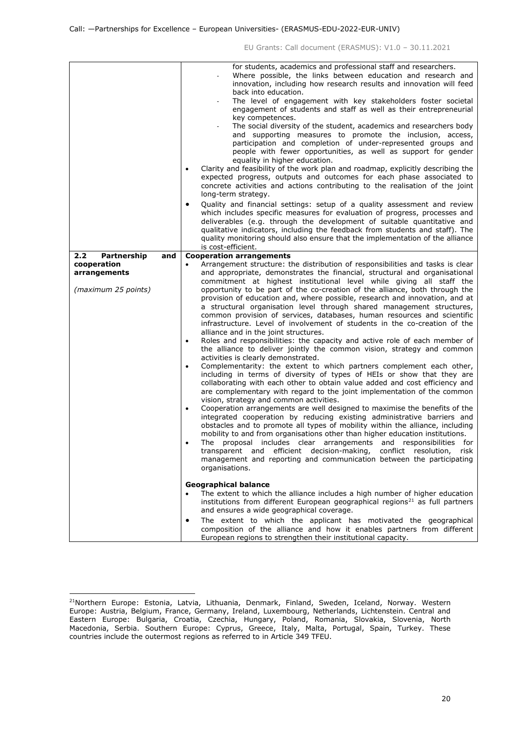| | |
|---|---|
| | for students, academics and professional staff and researchers.<br>- Where possible, the links between education and research and innovation, including how research results and innovation will feed back into education.<br>- The level of engagement with key stakeholders foster societal engagement of students and staff as well as their entrepreneurial key competences.<br>- The social diversity of the student, academics and researchers body and supporting measures to promote the inclusion, access, participation and completion of under-represented groups and people with fewer opportunities, as well as support for gender equality in higher education.<br>• Clarity and feasibility of the work plan and roadmap, explicitly describing the expected progress, outputs and outcomes for each phase associated to concrete activities and actions contributing to the realisation of the joint long-term strategy.<br>• Quality and financial settings: setup of a quality assessment and review which includes specific measures for evaluation of progress, processes and deliverables (e.g. through the development of suitable quantitative and qualitative indicators, including the feedback from students and staff). The quality monitoring should also ensure that the implementation of the alliance is cost-efficient. |
| **2.2 Partnership and cooperation arrangements**<br><br>*(maximum 25 points)* | **Cooperation arrangements**<br>• Arrangement structure: the distribution of responsibilities and tasks is clear and appropriate, demonstrates the financial, structural and organisational commitment at highest institutional level while giving all staff the opportunity to be part of the co-creation of the alliance, both through the provision of education and, where possible, research and innovation, and at a structural organisation level through shared management structures, common provision of services, databases, human resources and scientific infrastructure. Level of involvement of students in the co-creation of the alliance and in the joint structures.<br>• Roles and responsibilities: the capacity and active role of each member of the alliance to deliver jointly the common vision, strategy and common activities is clearly demonstrated.<br>• Complementarity: the extent to which partners complement each other, including in terms of diversity of types of HEIs or show that they are collaborating with each other to obtain value added and cost efficiency and are complementary with regard to the joint implementation of the common vision, strategy and common activities.<br>• Cooperation arrangements are well designed to maximise the benefits of the integrated cooperation by reducing existing administrative barriers and obstacles and to promote all types of mobility within the alliance, including mobility to and from organisations other than higher education institutions.<br>• The proposal includes clear arrangements and responsibilities for transparent and efficient decision-making, conflict resolution, risk management and reporting and communication between the participating organisations.<br><br>**Geographical balance**<br>• The extent to which the alliance includes a high number of higher education institutions from different European geographical regions[21] as full partners and ensures a wide geographical coverage.<br>• The extent to which the applicant has motivated the geographical composition of the alliance and how it enables partners from different European regions to strengthen their institutional capacity. |

[21] Northern Europe: Estonia, Latvia, Lithuania, Denmark, Finland, Sweden, Iceland, Norway. Western Europe: Austria, Belgium, France, Germany, Ireland, Luxembourg, Netherlands, Lichtenstein. Central and Eastern Europe: Bulgaria, Croatia, Czechia, Hungary, Poland, Romania, Slovakia, Slovenia, North Macedonia, Serbia. Southern Europe: Cyprus, Greece, Italy, Malta, Portugal, Spain, Turkey. These countries include the outermost regions as referred to in Article 349 TFEU.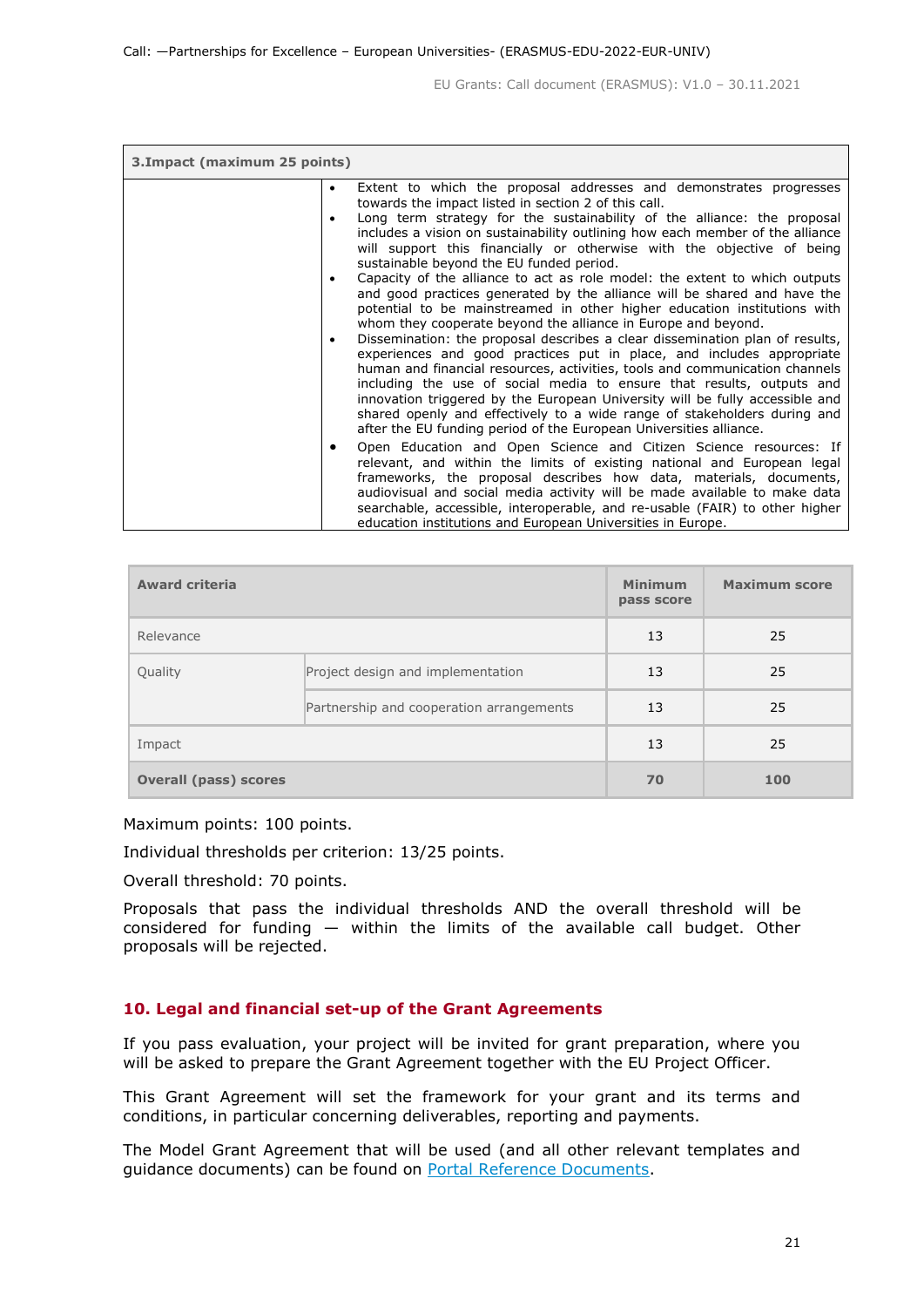| 3.Impact (maximum 25 points) | |
|---|---|
| | • Extent to which the proposal addresses and demonstrates progresses towards the impact listed in section 2 of this call.<br>• Long term strategy for the sustainability of the alliance: the proposal includes a vision on sustainability outlining how each member of the alliance will support this financially or otherwise with the objective of being sustainable beyond the EU funded period.<br>• Capacity of the alliance to act as role model: the extent to which outputs and good practices generated by the alliance will be shared and have the potential to be mainstreamed in other higher education institutions with whom they cooperate beyond the alliance in Europe and beyond.<br>• Dissemination: the proposal describes a clear dissemination plan of results, experiences and good practices put in place, and includes appropriate human and financial resources, activities, tools and communication channels including the use of social media to ensure that results, outputs and innovation triggered by the European University will be fully accessible and shared openly and effectively to a wide range of stakeholders during and after the EU funding period of the European Universities alliance.<br>• Open Education and Open Science and Citizen Science resources: If relevant, and within the limits of existing national and European legal frameworks, the proposal describes how data, materials, documents, audiovisual and social media activity will be made available to make data searchable, accessible, interoperable, and re-usable (FAIR) to other higher education institutions and European Universities in Europe. |

| Award criteria | | Minimum pass score | Maximum score |
|---|---|---|---|
| Relevance | | 13 | 25 |
| Quality | Project design and implementation | 13 | 25 |
| | Partnership and cooperation arrangements | 13 | 25 |
| Impact | | 13 | 25 |
| **Overall (pass) scores** | | **70** | **100** |

Maximum points: 100 points.

Individual thresholds per criterion: 13/25 points.

Overall threshold: 70 points.

Proposals that pass the individual thresholds AND the overall threshold will be considered for funding — within the limits of the available call budget. Other proposals will be rejected.

## 10. Legal and financial set-up of the Grant Agreements

If you pass evaluation, your project will be invited for grant preparation, where you will be asked to prepare the Grant Agreement together with the EU Project Officer.

This Grant Agreement will set the framework for your grant and its terms and conditions, in particular concerning deliverables, reporting and payments.

The Model Grant Agreement that will be used (and all other relevant templates and guidance documents) can be found on Portal Reference Documents.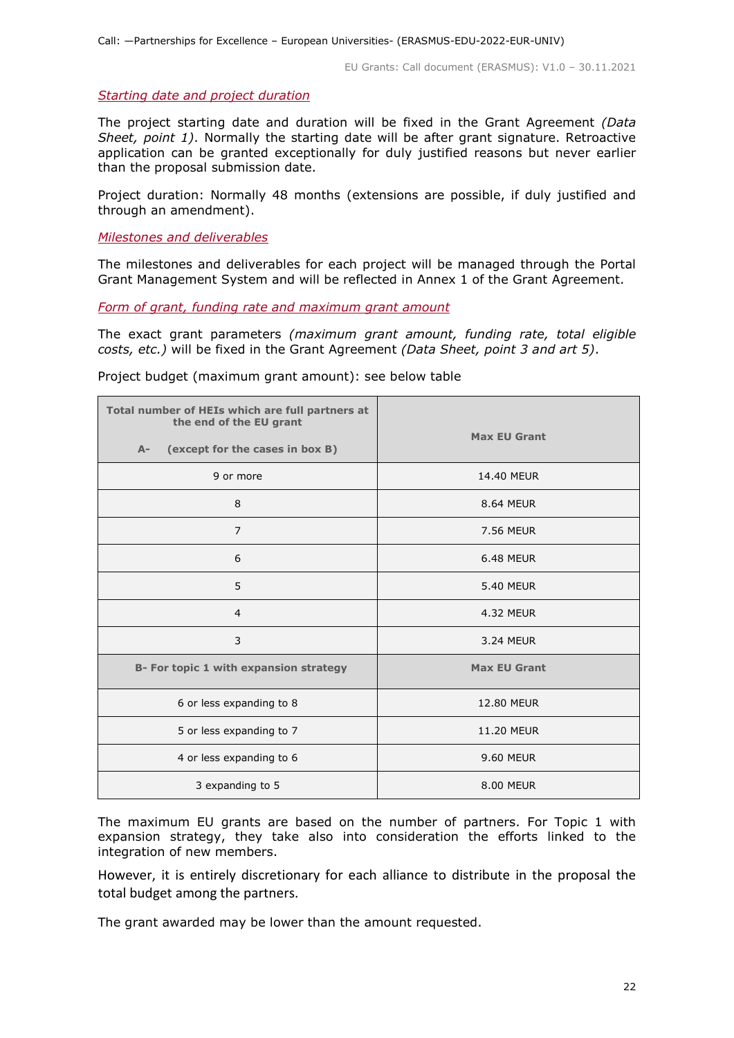*Starting date and project duration*

The project starting date and duration will be fixed in the Grant Agreement *(Data Sheet, point 1)*. Normally the starting date will be after grant signature. Retroactive application can be granted exceptionally for duly justified reasons but never earlier than the proposal submission date.

Project duration: Normally 48 months (extensions are possible, if duly justified and through an amendment).

*Milestones and deliverables*

The milestones and deliverables for each project will be managed through the Portal Grant Management System and will be reflected in Annex 1 of the Grant Agreement.

*Form of grant, funding rate and maximum grant amount*

The exact grant parameters *(maximum grant amount, funding rate, total eligible costs, etc.)* will be fixed in the Grant Agreement *(Data Sheet, point 3 and art 5)*.

Project budget (maximum grant amount): see below table

| **Total number of HEIs which are full partners at the end of the EU grant**<br>**A- (except for the cases in box B)** | **Max EU Grant** |
|---|---|
| 9 or more | 14.40 MEUR |
| 8 | 8.64 MEUR |
| 7 | 7.56 MEUR |
| 6 | 6.48 MEUR |
| 5 | 5.40 MEUR |
| 4 | 4.32 MEUR |
| 3 | 3.24 MEUR |
| **B- For topic 1 with expansion strategy** | **Max EU Grant** |
| 6 or less expanding to 8 | 12.80 MEUR |
| 5 or less expanding to 7 | 11.20 MEUR |
| 4 or less expanding to 6 | 9.60 MEUR |
| 3 expanding to 5 | 8.00 MEUR |

The maximum EU grants are based on the number of partners. For Topic 1 with expansion strategy, they take also into consideration the efforts linked to the integration of new members.

However, it is entirely discretionary for each alliance to distribute in the proposal the total budget among the partners.

The grant awarded may be lower than the amount requested.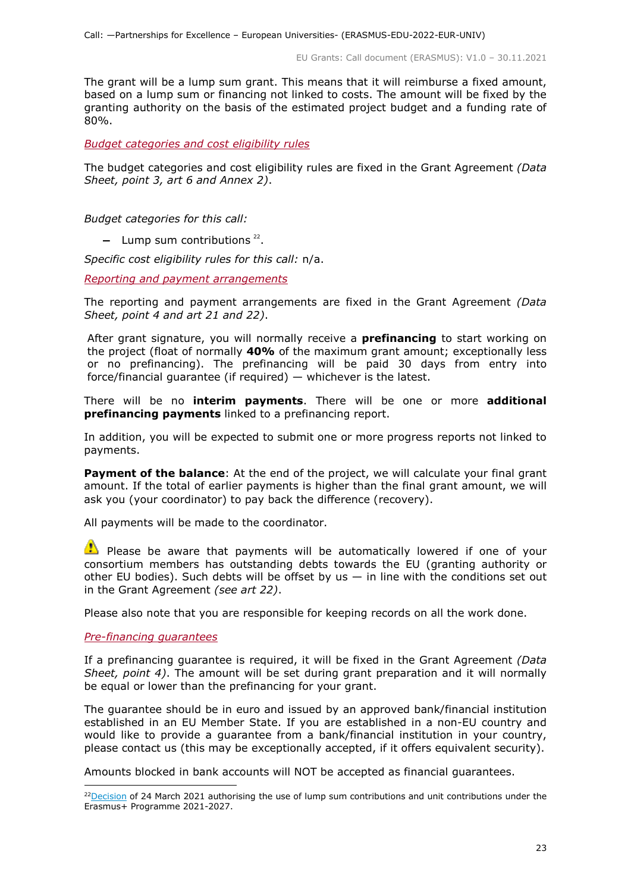The grant will be a lump sum grant. This means that it will reimburse a fixed amount, based on a lump sum or financing not linked to costs. The amount will be fixed by the granting authority on the basis of the estimated project budget and a funding rate of 80%.

*Budget categories and cost eligibility rules*

The budget categories and cost eligibility rules are fixed in the Grant Agreement *(Data Sheet, point 3, art 6 and Annex 2)*.

*Budget categories for this call:*

- Lump sum contributions [22].

*Specific cost eligibility rules for this call:* n/a.

*Reporting and payment arrangements*

The reporting and payment arrangements are fixed in the Grant Agreement *(Data Sheet, point 4 and art 21 and 22)*.

After grant signature, you will normally receive a **prefinancing** to start working on the project (float of normally **40%** of the maximum grant amount; exceptionally less or no prefinancing). The prefinancing will be paid 30 days from entry into force/financial guarantee (if required) — whichever is the latest.

There will be no **interim payments**. There will be one or more **additional prefinancing payments** linked to a prefinancing report.

In addition, you will be expected to submit one or more progress reports not linked to payments.

**Payment of the balance**: At the end of the project, we will calculate your final grant amount. If the total of earlier payments is higher than the final grant amount, we will ask you (your coordinator) to pay back the difference (recovery).

All payments will be made to the coordinator.

⚠ Please be aware that payments will be automatically lowered if one of your consortium members has outstanding debts towards the EU (granting authority or other EU bodies). Such debts will be offset by us — in line with the conditions set out in the Grant Agreement *(see art 22)*.

Please also note that you are responsible for keeping records on all the work done.

*Pre-financing guarantees*

If a prefinancing guarantee is required, it will be fixed in the Grant Agreement *(Data Sheet, point 4)*. The amount will be set during grant preparation and it will normally be equal or lower than the prefinancing for your grant.

The guarantee should be in euro and issued by an approved bank/financial institution established in an EU Member State. If you are established in a non-EU country and would like to provide a guarantee from a bank/financial institution in your country, please contact us (this may be exceptionally accepted, if it offers equivalent security).

Amounts blocked in bank accounts will NOT be accepted as financial guarantees.

[22] Decision of 24 March 2021 authorising the use of lump sum contributions and unit contributions under the Erasmus+ Programme 2021-2027.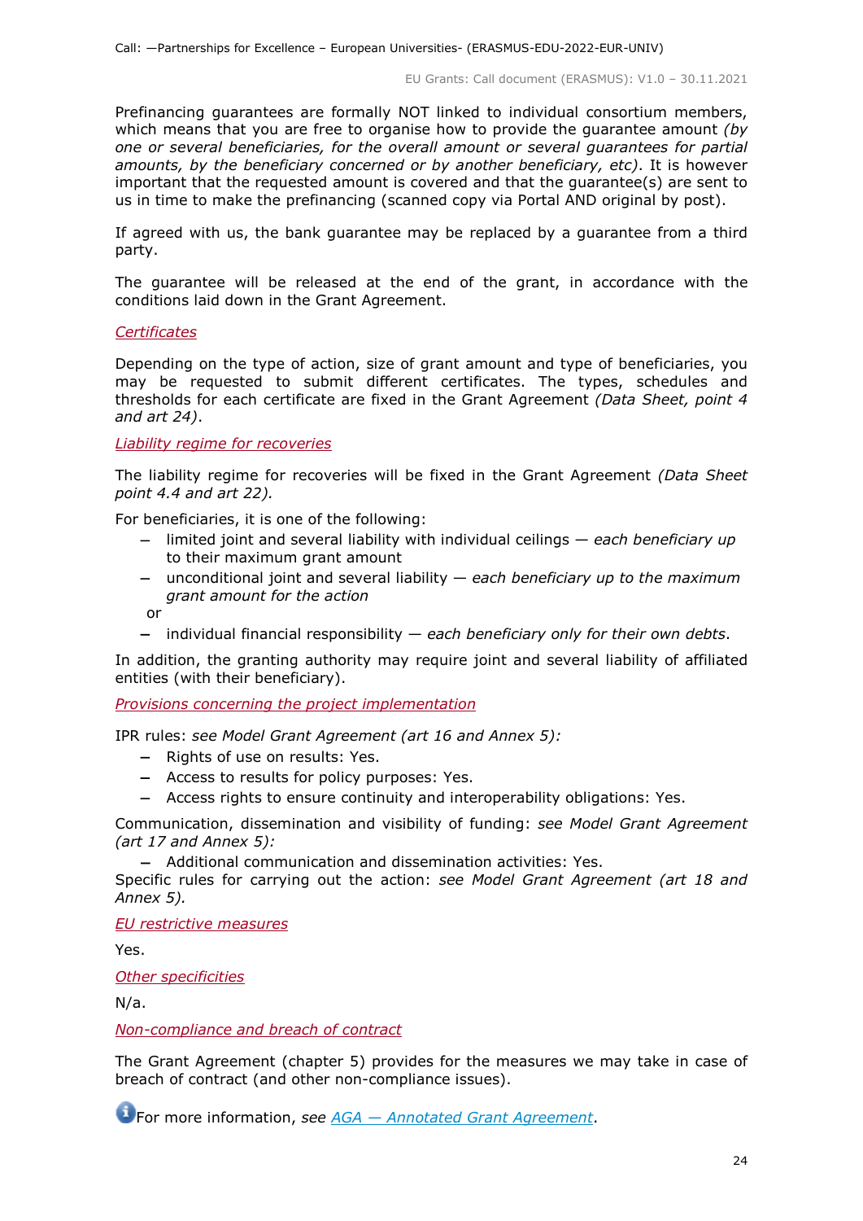Prefinancing guarantees are formally NOT linked to individual consortium members, which means that you are free to organise how to provide the guarantee amount *(by one or several beneficiaries, for the overall amount or several guarantees for partial amounts, by the beneficiary concerned or by another beneficiary, etc)*. It is however important that the requested amount is covered and that the guarantee(s) are sent to us in time to make the prefinancing (scanned copy via Portal AND original by post).

If agreed with us, the bank guarantee may be replaced by a guarantee from a third party.

The guarantee will be released at the end of the grant, in accordance with the conditions laid down in the Grant Agreement.

*Certificates*

Depending on the type of action, size of grant amount and type of beneficiaries, you may be requested to submit different certificates. The types, schedules and thresholds for each certificate are fixed in the Grant Agreement *(Data Sheet, point 4 and art 24)*.

*Liability regime for recoveries*

The liability regime for recoveries will be fixed in the Grant Agreement *(Data Sheet point 4.4 and art 22).*

For beneficiaries, it is one of the following:

- limited joint and several liability with individual ceilings — *each beneficiary up to their maximum grant amount*
- unconditional joint and several liability — *each beneficiary up to the maximum grant amount for the action*

  or
- individual financial responsibility — *each beneficiary only for their own debts.*

In addition, the granting authority may require joint and several liability of affiliated entities (with their beneficiary).

*Provisions concerning the project implementation*

IPR rules: *see Model Grant Agreement (art 16 and Annex 5):*

- Rights of use on results: Yes.
- Access to results for policy purposes: Yes.
- Access rights to ensure continuity and interoperability obligations: Yes.

Communication, dissemination and visibility of funding: *see Model Grant Agreement (art 17 and Annex 5):*

- Additional communication and dissemination activities: Yes.

Specific rules for carrying out the action: *see Model Grant Agreement (art 18 and Annex 5).*

*EU restrictive measures*

Yes.

*Other specificities*

N/a.

*Non-compliance and breach of contract*

The Grant Agreement (chapter 5) provides for the measures we may take in case of breach of contract (and other non-compliance issues).

For more information, *see AGA — Annotated Grant Agreement*.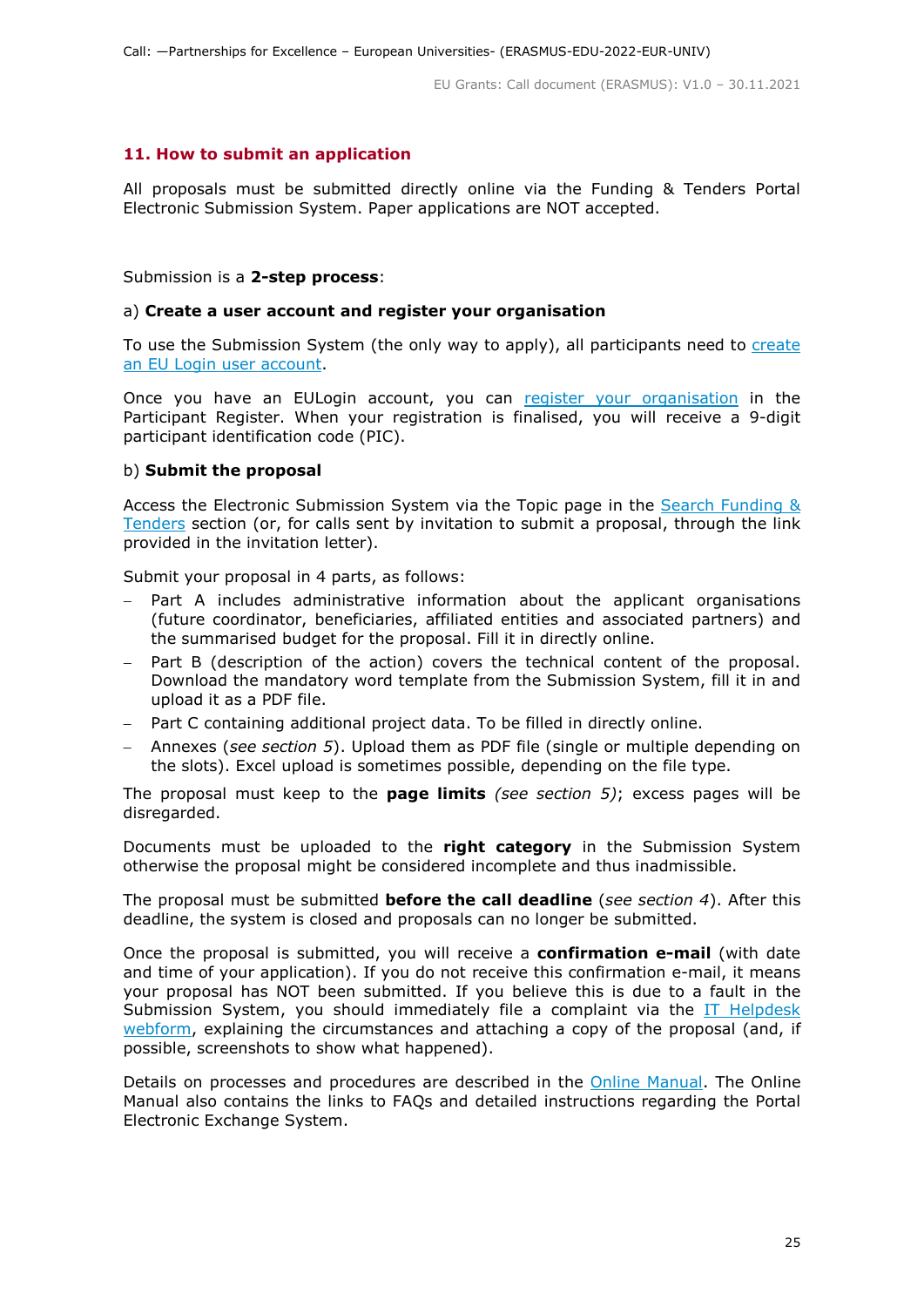## 11. How to submit an application

All proposals must be submitted directly online via the Funding & Tenders Portal Electronic Submission System. Paper applications are NOT accepted.

Submission is a **2-step process**:

a) **Create a user account and register your organisation**

To use the Submission System (the only way to apply), all participants need to create an EU Login user account.

Once you have an EULogin account, you can register your organisation in the Participant Register. When your registration is finalised, you will receive a 9-digit participant identification code (PIC).

b) **Submit the proposal**

Access the Electronic Submission System via the Topic page in the Search Funding & Tenders section (or, for calls sent by invitation to submit a proposal, through the link provided in the invitation letter).

Submit your proposal in 4 parts, as follows:

- Part A includes administrative information about the applicant organisations (future coordinator, beneficiaries, affiliated entities and associated partners) and the summarised budget for the proposal. Fill it in directly online.
- Part B (description of the action) covers the technical content of the proposal. Download the mandatory word template from the Submission System, fill it in and upload it as a PDF file.
- Part C containing additional project data. To be filled in directly online.
- Annexes (*see section 5*). Upload them as PDF file (single or multiple depending on the slots). Excel upload is sometimes possible, depending on the file type.

The proposal must keep to the **page limits** *(see section 5)*; excess pages will be disregarded.

Documents must be uploaded to the **right category** in the Submission System otherwise the proposal might be considered incomplete and thus inadmissible.

The proposal must be submitted **before the call deadline** (*see section 4*). After this deadline, the system is closed and proposals can no longer be submitted.

Once the proposal is submitted, you will receive a **confirmation e-mail** (with date and time of your application). If you do not receive this confirmation e-mail, it means your proposal has NOT been submitted. If you believe this is due to a fault in the Submission System, you should immediately file a complaint via the IT Helpdesk webform, explaining the circumstances and attaching a copy of the proposal (and, if possible, screenshots to show what happened).

Details on processes and procedures are described in the Online Manual. The Online Manual also contains the links to FAQs and detailed instructions regarding the Portal Electronic Exchange System.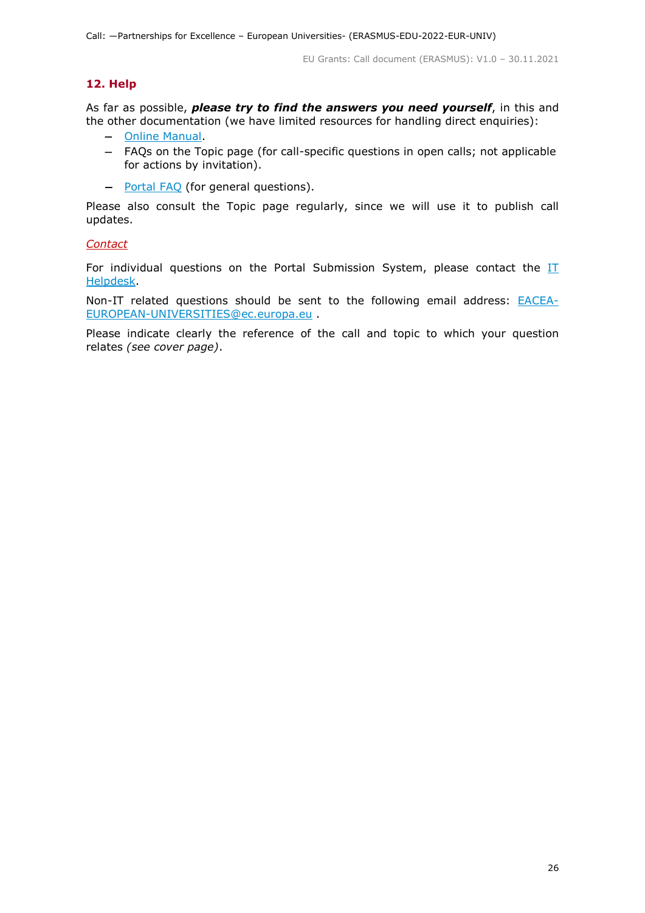## 12. Help

As far as possible, ***please try to find the answers you need yourself***, in this and the other documentation (we have limited resources for handling direct enquiries):

- Online Manual.
- FAQs on the Topic page (for call-specific questions in open calls; not applicable for actions by invitation).
- Portal FAQ (for general questions).

Please also consult the Topic page regularly, since we will use it to publish call updates.

*Contact*

For individual questions on the Portal Submission System, please contact the IT Helpdesk.

Non-IT related questions should be sent to the following email address: EACEA-EUROPEAN-UNIVERSITIES@ec.europa.eu .

Please indicate clearly the reference of the call and topic to which your question relates *(see cover page)*.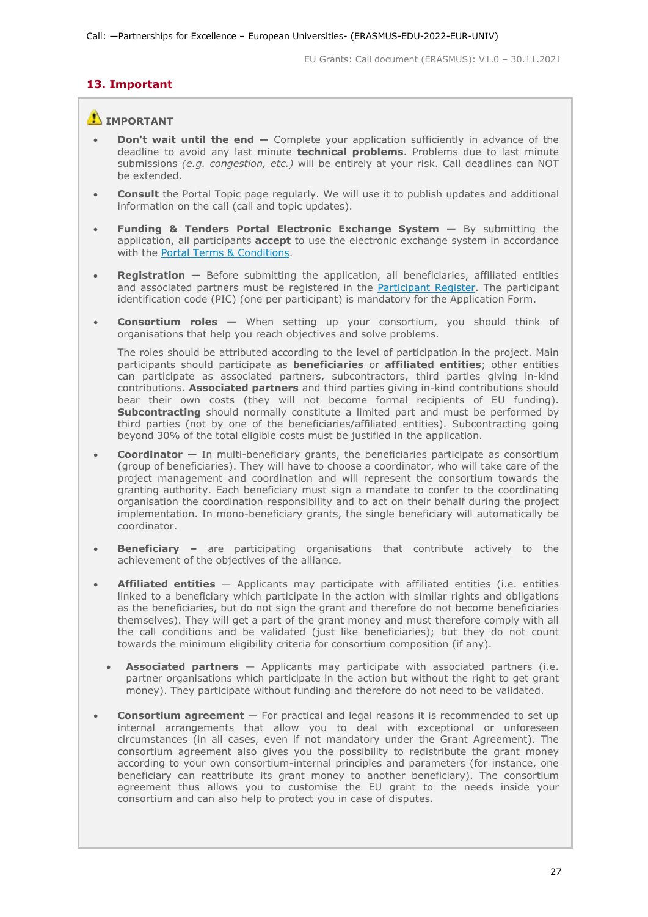## 13. Important

⚠ **IMPORTANT**

- **Don't wait until the end —** Complete your application sufficiently in advance of the deadline to avoid any last minute **technical problems**. Problems due to last minute submissions *(e.g. congestion, etc.)* will be entirely at your risk. Call deadlines can NOT be extended.

- **Consult** the Portal Topic page regularly. We will use it to publish updates and additional information on the call (call and topic updates).

- **Funding & Tenders Portal Electronic Exchange System —** By submitting the application, all participants **accept** to use the electronic exchange system in accordance with the [Portal Terms & Conditions](Portal Terms & Conditions).

- **Registration —** Before submitting the application, all beneficiaries, affiliated entities and associated partners must be registered in the [Participant Register](Participant Register). The participant identification code (PIC) (one per participant) is mandatory for the Application Form.

- **Consortium roles —** When setting up your consortium, you should think of organisations that help you reach objectives and solve problems.

  The roles should be attributed according to the level of participation in the project. Main participants should participate as **beneficiaries** or **affiliated entities**; other entities can participate as associated partners, subcontractors, third parties giving in-kind contributions. **Associated partners** and third parties giving in-kind contributions should bear their own costs (they will not become formal recipients of EU funding). **Subcontracting** should normally constitute a limited part and must be performed by third parties (not by one of the beneficiaries/affiliated entities). Subcontracting going beyond 30% of the total eligible costs must be justified in the application.

- **Coordinator —** In multi-beneficiary grants, the beneficiaries participate as consortium (group of beneficiaries). They will have to choose a coordinator, who will take care of the project management and coordination and will represent the consortium towards the granting authority. Each beneficiary must sign a mandate to confer to the coordinating organisation the coordination responsibility and to act on their behalf during the project implementation. In mono-beneficiary grants, the single beneficiary will automatically be coordinator.

- **Beneficiary –** are participating organisations that contribute actively to the achievement of the objectives of the alliance.

- **Affiliated entities** — Applicants may participate with affiliated entities (i.e. entities linked to a beneficiary which participate in the action with similar rights and obligations as the beneficiaries, but do not sign the grant and therefore do not become beneficiaries themselves). They will get a part of the grant money and must therefore comply with all the call conditions and be validated (just like beneficiaries); but they do not count towards the minimum eligibility criteria for consortium composition (if any).

  - **Associated partners** — Applicants may participate with associated partners (i.e. partner organisations which participate in the action but without the right to get grant money). They participate without funding and therefore do not need to be validated.

- **Consortium agreement** — For practical and legal reasons it is recommended to set up internal arrangements that allow you to deal with exceptional or unforeseen circumstances (in all cases, even if not mandatory under the Grant Agreement). The consortium agreement also gives you the possibility to redistribute the grant money according to your own consortium-internal principles and parameters (for instance, one beneficiary can reattribute its grant money to another beneficiary). The consortium agreement thus allows you to customise the EU grant to the needs inside your consortium and can also help to protect you in case of disputes.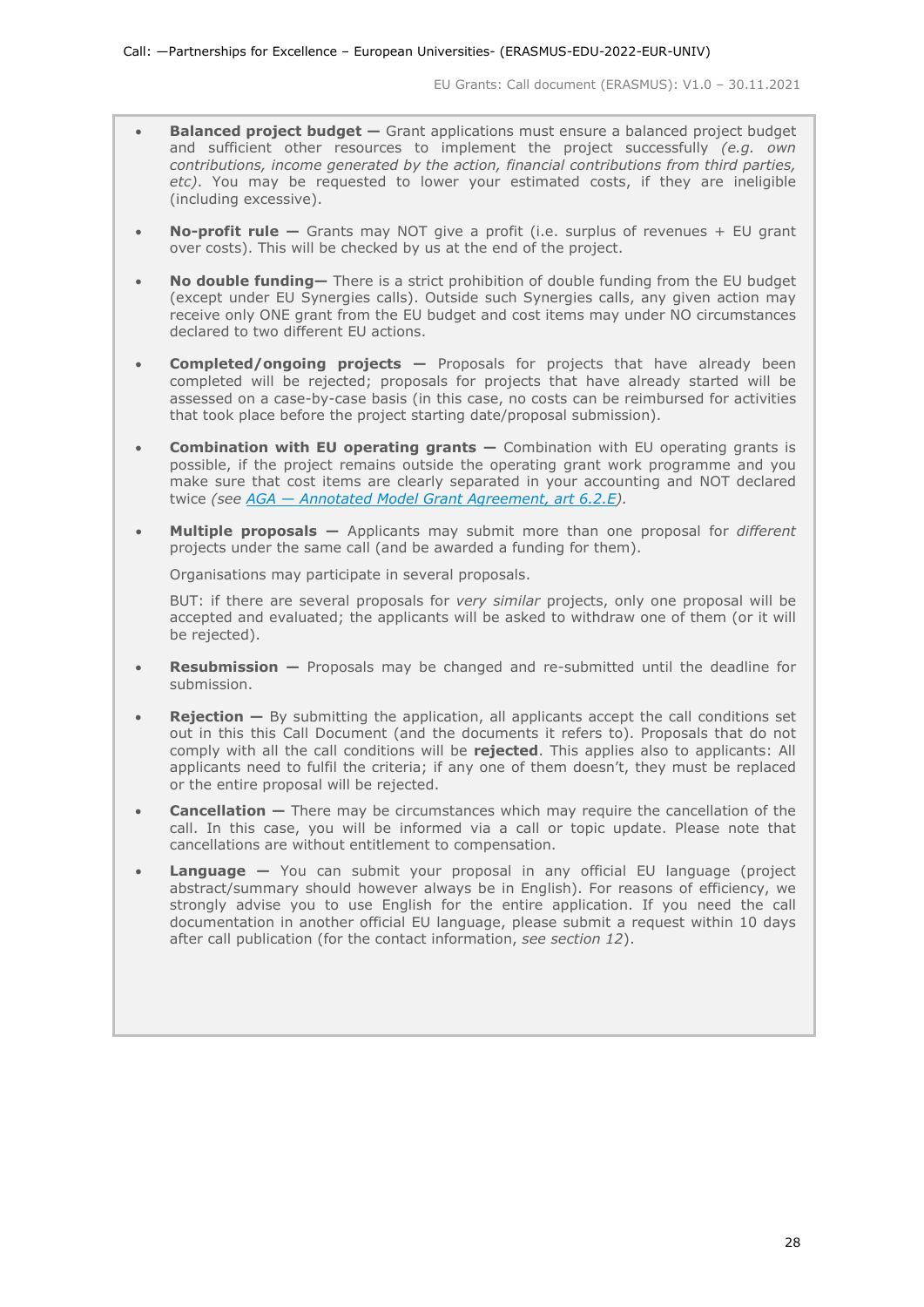- **Balanced project budget —** Grant applications must ensure a balanced project budget and sufficient other resources to implement the project successfully *(e.g. own contributions, income generated by the action, financial contributions from third parties, etc)*. You may be requested to lower your estimated costs, if they are ineligible (including excessive).

- **No-profit rule —** Grants may NOT give a profit (i.e. surplus of revenues + EU grant over costs). This will be checked by us at the end of the project.

- **No double funding—** There is a strict prohibition of double funding from the EU budget (except under EU Synergies calls). Outside such Synergies calls, any given action may receive only ONE grant from the EU budget and cost items may under NO circumstances declared to two different EU actions.

- **Completed/ongoing projects —** Proposals for projects that have already been completed will be rejected; proposals for projects that have already started will be assessed on a case-by-case basis (in this case, no costs can be reimbursed for activities that took place before the project starting date/proposal submission).

- **Combination with EU operating grants —** Combination with EU operating grants is possible, if the project remains outside the operating grant work programme and you make sure that cost items are clearly separated in your accounting and NOT declared twice *(see AGA — Annotated Model Grant Agreement, art 6.2.E)*.

- **Multiple proposals —** Applicants may submit more than one proposal for *different* projects under the same call (and be awarded a funding for them).

  Organisations may participate in several proposals.

  BUT: if there are several proposals for *very similar* projects, only one proposal will be accepted and evaluated; the applicants will be asked to withdraw one of them (or it will be rejected).

- **Resubmission —** Proposals may be changed and re-submitted until the deadline for submission.

- **Rejection —** By submitting the application, all applicants accept the call conditions set out in this this Call Document (and the documents it refers to). Proposals that do not comply with all the call conditions will be **rejected**. This applies also to applicants: All applicants need to fulfil the criteria; if any one of them doesn't, they must be replaced or the entire proposal will be rejected.

- **Cancellation —** There may be circumstances which may require the cancellation of the call. In this case, you will be informed via a call or topic update. Please note that cancellations are without entitlement to compensation.

- **Language —** You can submit your proposal in any official EU language (project abstract/summary should however always be in English). For reasons of efficiency, we strongly advise you to use English for the entire application. If you need the call documentation in another official EU language, please submit a request within 10 days after call publication (for the contact information, *see section 12*).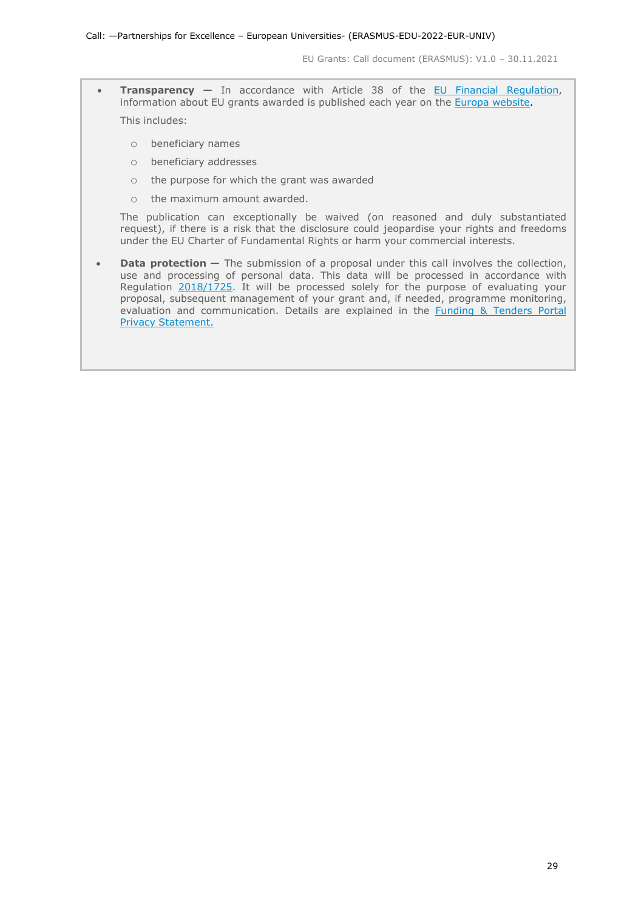- **Transparency —** In accordance with Article 38 of the [EU Financial Regulation](), information about EU grants awarded is published each year on the [Europa website]().

  This includes:

  - beneficiary names
  - beneficiary addresses
  - the purpose for which the grant was awarded
  - the maximum amount awarded.

  The publication can exceptionally be waived (on reasoned and duly substantiated request), if there is a risk that the disclosure could jeopardise your rights and freedoms under the EU Charter of Fundamental Rights or harm your commercial interests.

- **Data protection —** The submission of a proposal under this call involves the collection, use and processing of personal data. This data will be processed in accordance with Regulation [2018/1725](). It will be processed solely for the purpose of evaluating your proposal, subsequent management of your grant and, if needed, programme monitoring, evaluation and communication. Details are explained in the [Funding & Tenders Portal Privacy Statement.]()